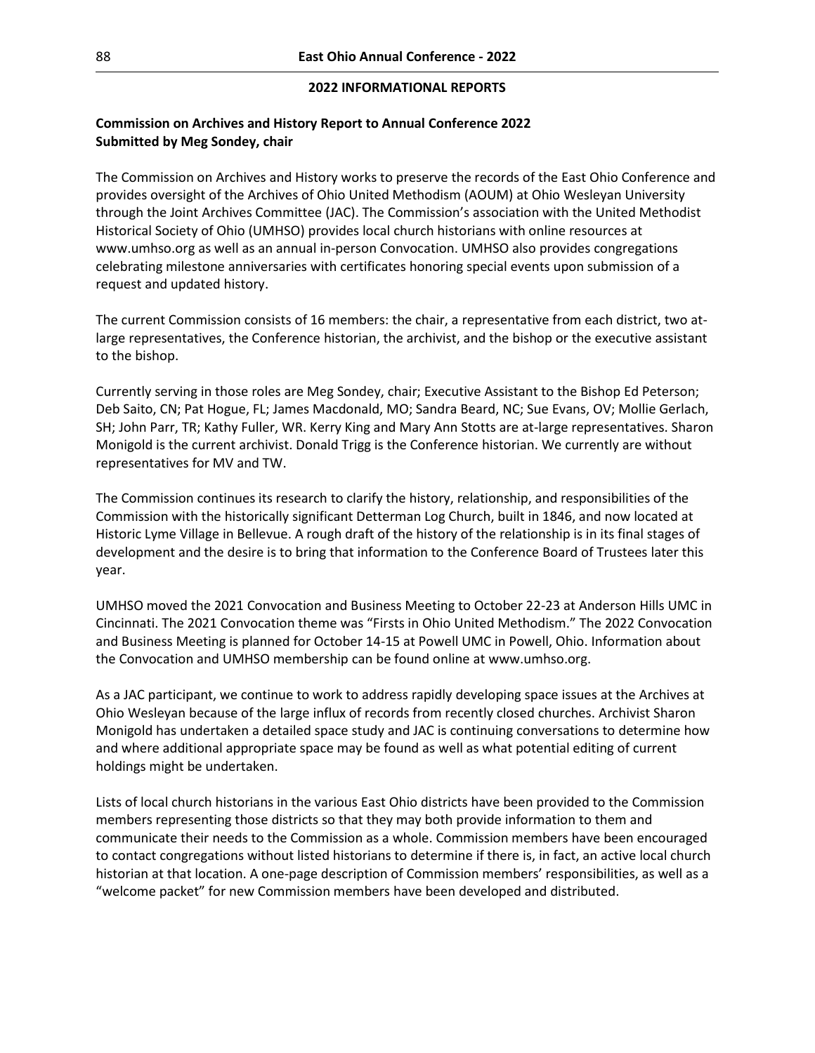## 2022 INFORMATIONAL REPORTS

**Commission on Archives and History Report to Annual Conference 2022**
**Submitted by Meg Sondey, chair**

The Commission on Archives and History works to preserve the records of the East Ohio Conference and provides oversight of the Archives of Ohio United Methodism (AOUM) at Ohio Wesleyan University through the Joint Archives Committee (JAC). The Commission's association with the United Methodist Historical Society of Ohio (UMHSO) provides local church historians with online resources at www.umhso.org as well as an annual in-person Convocation. UMHSO also provides congregations celebrating milestone anniversaries with certificates honoring special events upon submission of a request and updated history.

The current Commission consists of 16 members: the chair, a representative from each district, two at-large representatives, the Conference historian, the archivist, and the bishop or the executive assistant to the bishop.

Currently serving in those roles are Meg Sondey, chair; Executive Assistant to the Bishop Ed Peterson; Deb Saito, CN; Pat Hogue, FL; James Macdonald, MO; Sandra Beard, NC; Sue Evans, OV; Mollie Gerlach, SH; John Parr, TR; Kathy Fuller, WR. Kerry King and Mary Ann Stotts are at-large representatives. Sharon Monigold is the current archivist. Donald Trigg is the Conference historian. We currently are without representatives for MV and TW.

The Commission continues its research to clarify the history, relationship, and responsibilities of the Commission with the historically significant Detterman Log Church, built in 1846, and now located at Historic Lyme Village in Bellevue. A rough draft of the history of the relationship is in its final stages of development and the desire is to bring that information to the Conference Board of Trustees later this year.

UMHSO moved the 2021 Convocation and Business Meeting to October 22-23 at Anderson Hills UMC in Cincinnati. The 2021 Convocation theme was "Firsts in Ohio United Methodism." The 2022 Convocation and Business Meeting is planned for October 14-15 at Powell UMC in Powell, Ohio. Information about the Convocation and UMHSO membership can be found online at www.umhso.org.

As a JAC participant, we continue to work to address rapidly developing space issues at the Archives at Ohio Wesleyan because of the large influx of records from recently closed churches. Archivist Sharon Monigold has undertaken a detailed space study and JAC is continuing conversations to determine how and where additional appropriate space may be found as well as what potential editing of current holdings might be undertaken.

Lists of local church historians in the various East Ohio districts have been provided to the Commission members representing those districts so that they may both provide information to them and communicate their needs to the Commission as a whole. Commission members have been encouraged to contact congregations without listed historians to determine if there is, in fact, an active local church historian at that location. A one-page description of Commission members' responsibilities, as well as a "welcome packet" for new Commission members have been developed and distributed.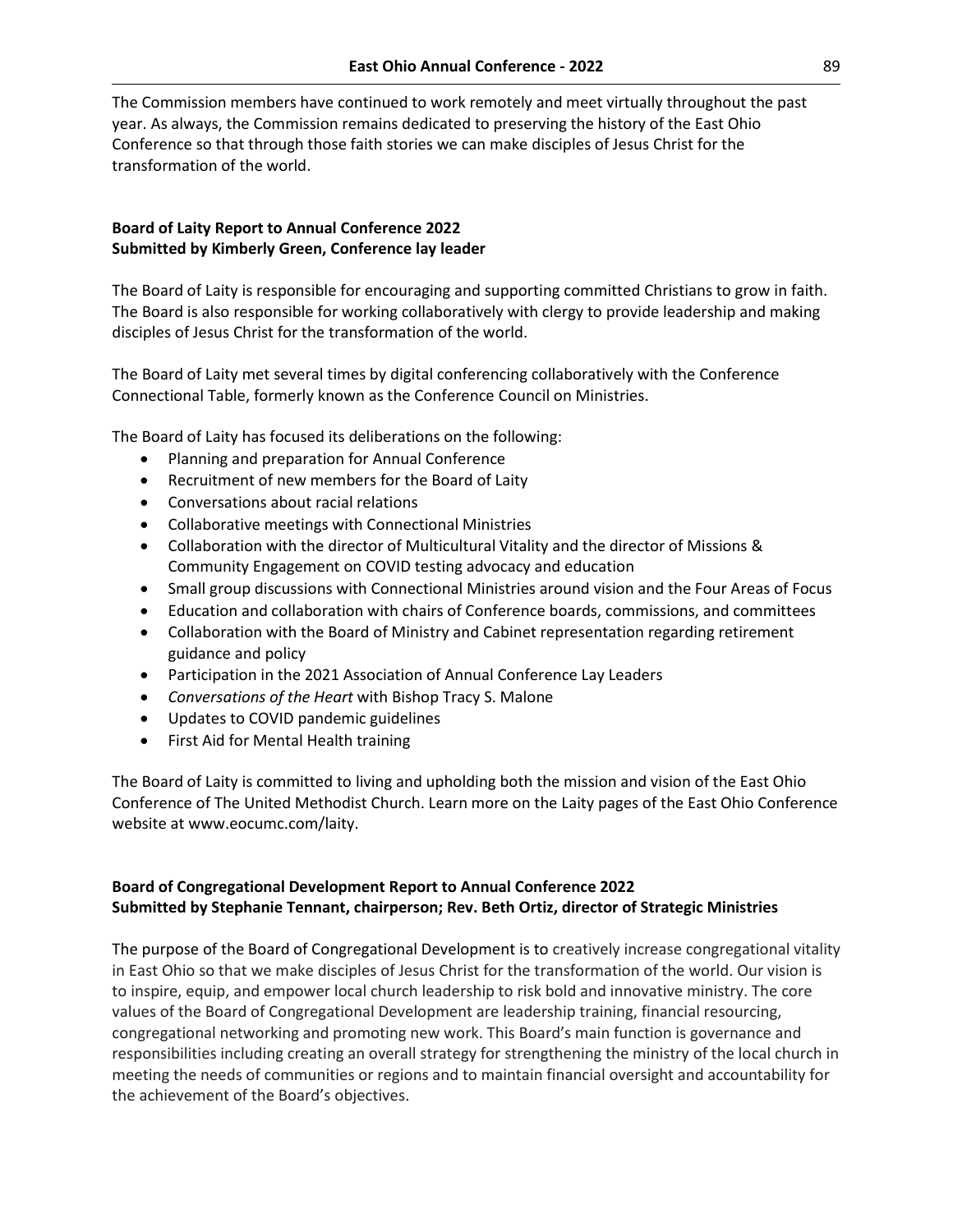The Commission members have continued to work remotely and meet virtually throughout the past year. As always, the Commission remains dedicated to preserving the history of the East Ohio Conference so that through those faith stories we can make disciples of Jesus Christ for the transformation of the world.

## Board of Laity Report to Annual Conference 2022
**Submitted by Kimberly Green, Conference lay leader**

The Board of Laity is responsible for encouraging and supporting committed Christians to grow in faith. The Board is also responsible for working collaboratively with clergy to provide leadership and making disciples of Jesus Christ for the transformation of the world.

The Board of Laity met several times by digital conferencing collaboratively with the Conference Connectional Table, formerly known as the Conference Council on Ministries.

The Board of Laity has focused its deliberations on the following:

- Planning and preparation for Annual Conference
- Recruitment of new members for the Board of Laity
- Conversations about racial relations
- Collaborative meetings with Connectional Ministries
- Collaboration with the director of Multicultural Vitality and the director of Missions & Community Engagement on COVID testing advocacy and education
- Small group discussions with Connectional Ministries around vision and the Four Areas of Focus
- Education and collaboration with chairs of Conference boards, commissions, and committees
- Collaboration with the Board of Ministry and Cabinet representation regarding retirement guidance and policy
- Participation in the 2021 Association of Annual Conference Lay Leaders
- *Conversations of the Heart* with Bishop Tracy S. Malone
- Updates to COVID pandemic guidelines
- First Aid for Mental Health training

The Board of Laity is committed to living and upholding both the mission and vision of the East Ohio Conference of The United Methodist Church. Learn more on the Laity pages of the East Ohio Conference website at www.eocumc.com/laity.

## Board of Congregational Development Report to Annual Conference 2022
**Submitted by Stephanie Tennant, chairperson; Rev. Beth Ortiz, director of Strategic Ministries**

The purpose of the Board of Congregational Development is to creatively increase congregational vitality in East Ohio so that we make disciples of Jesus Christ for the transformation of the world. Our vision is to inspire, equip, and empower local church leadership to risk bold and innovative ministry. The core values of the Board of Congregational Development are leadership training, financial resourcing, congregational networking and promoting new work. This Board's main function is governance and responsibilities including creating an overall strategy for strengthening the ministry of the local church in meeting the needs of communities or regions and to maintain financial oversight and accountability for the achievement of the Board's objectives.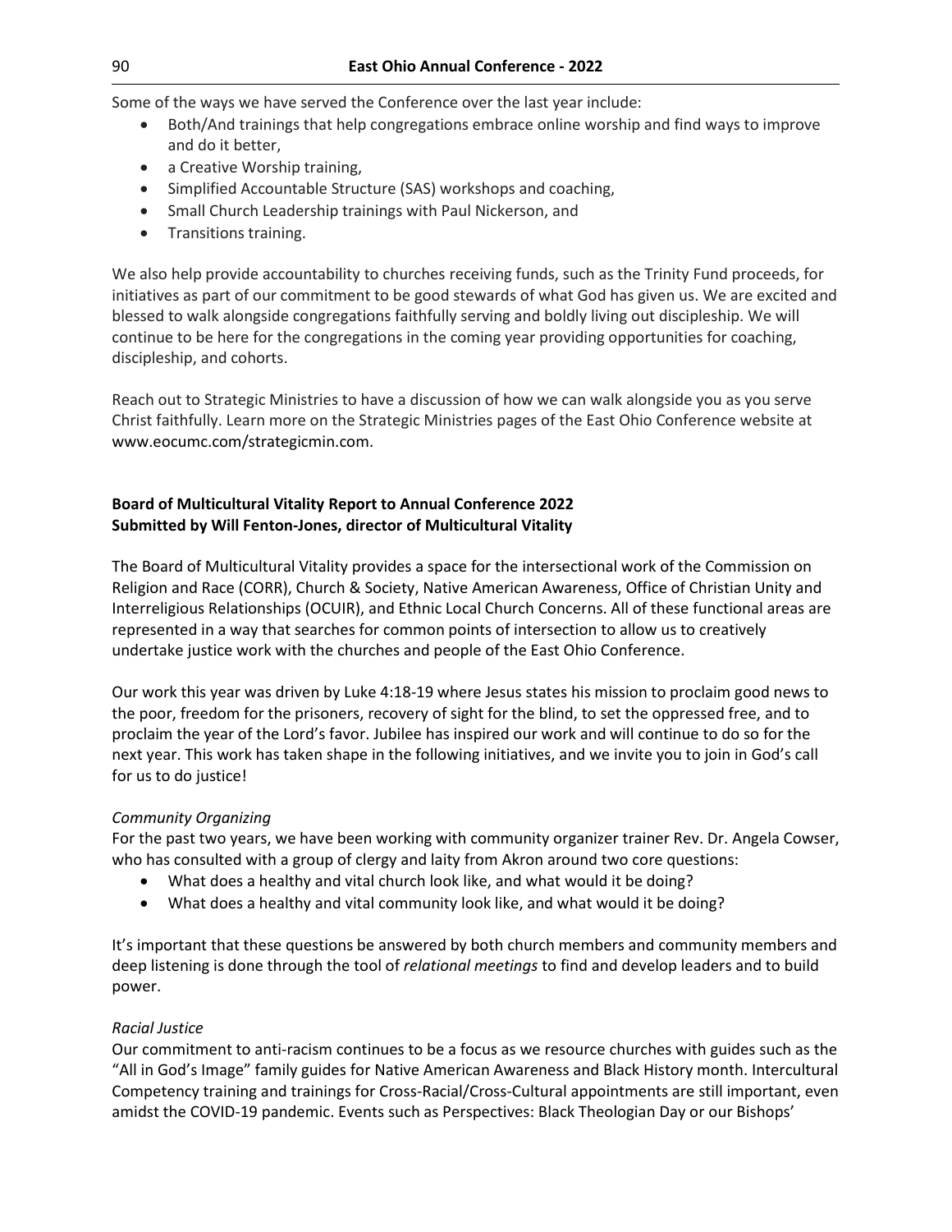Some of the ways we have served the Conference over the last year include:

- Both/And trainings that help congregations embrace online worship and find ways to improve and do it better,
- a Creative Worship training,
- Simplified Accountable Structure (SAS) workshops and coaching,
- Small Church Leadership trainings with Paul Nickerson, and
- Transitions training.

We also help provide accountability to churches receiving funds, such as the Trinity Fund proceeds, for initiatives as part of our commitment to be good stewards of what God has given us. We are excited and blessed to walk alongside congregations faithfully serving and boldly living out discipleship. We will continue to be here for the congregations in the coming year providing opportunities for coaching, discipleship, and cohorts.

Reach out to Strategic Ministries to have a discussion of how we can walk alongside you as you serve Christ faithfully. Learn more on the Strategic Ministries pages of the East Ohio Conference website at www.eocumc.com/strategicmin.com.

**Board of Multicultural Vitality Report to Annual Conference 2022**
**Submitted by Will Fenton-Jones, director of Multicultural Vitality**

The Board of Multicultural Vitality provides a space for the intersectional work of the Commission on Religion and Race (CORR), Church & Society, Native American Awareness, Office of Christian Unity and Interreligious Relationships (OCUIR), and Ethnic Local Church Concerns. All of these functional areas are represented in a way that searches for common points of intersection to allow us to creatively undertake justice work with the churches and people of the East Ohio Conference.

Our work this year was driven by Luke 4:18-19 where Jesus states his mission to proclaim good news to the poor, freedom for the prisoners, recovery of sight for the blind, to set the oppressed free, and to proclaim the year of the Lord's favor. Jubilee has inspired our work and will continue to do so for the next year. This work has taken shape in the following initiatives, and we invite you to join in God's call for us to do justice!

*Community Organizing*

For the past two years, we have been working with community organizer trainer Rev. Dr. Angela Cowser, who has consulted with a group of clergy and laity from Akron around two core questions:

- What does a healthy and vital church look like, and what would it be doing?
- What does a healthy and vital community look like, and what would it be doing?

It's important that these questions be answered by both church members and community members and deep listening is done through the tool of *relational meetings* to find and develop leaders and to build power.

*Racial Justice*

Our commitment to anti-racism continues to be a focus as we resource churches with guides such as the "All in God's Image" family guides for Native American Awareness and Black History month. Intercultural Competency training and trainings for Cross-Racial/Cross-Cultural appointments are still important, even amidst the COVID-19 pandemic. Events such as Perspectives: Black Theologian Day or our Bishops'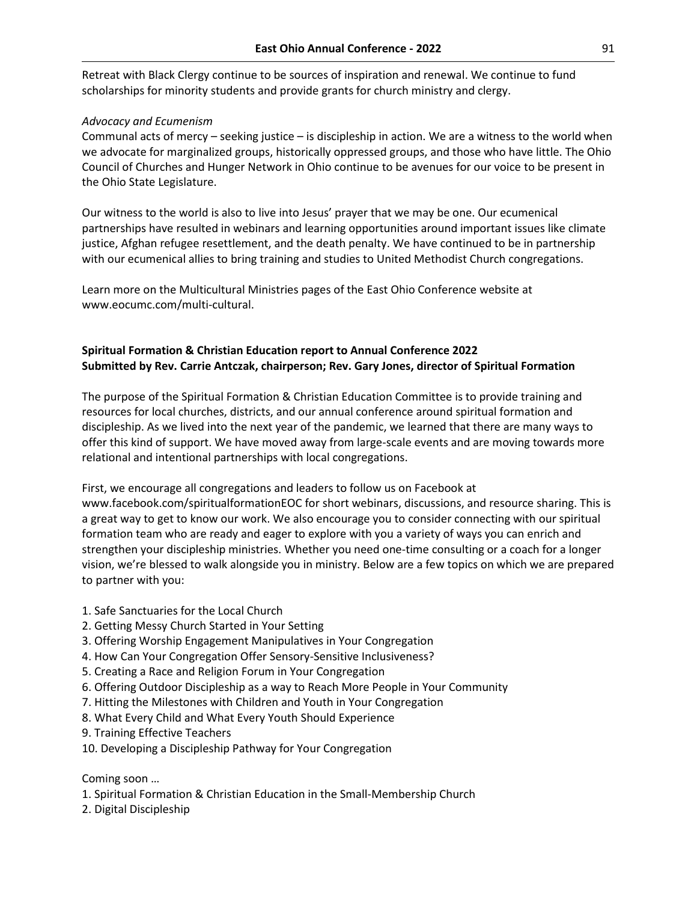Retreat with Black Clergy continue to be sources of inspiration and renewal. We continue to fund scholarships for minority students and provide grants for church ministry and clergy.

*Advocacy and Ecumenism*

Communal acts of mercy – seeking justice – is discipleship in action. We are a witness to the world when we advocate for marginalized groups, historically oppressed groups, and those who have little. The Ohio Council of Churches and Hunger Network in Ohio continue to be avenues for our voice to be present in the Ohio State Legislature.

Our witness to the world is also to live into Jesus' prayer that we may be one. Our ecumenical partnerships have resulted in webinars and learning opportunities around important issues like climate justice, Afghan refugee resettlement, and the death penalty. We have continued to be in partnership with our ecumenical allies to bring training and studies to United Methodist Church congregations.

Learn more on the Multicultural Ministries pages of the East Ohio Conference website at www.eocumc.com/multi-cultural.

**Spiritual Formation & Christian Education report to Annual Conference 2022**
**Submitted by Rev. Carrie Antczak, chairperson; Rev. Gary Jones, director of Spiritual Formation**

The purpose of the Spiritual Formation & Christian Education Committee is to provide training and resources for local churches, districts, and our annual conference around spiritual formation and discipleship. As we lived into the next year of the pandemic, we learned that there are many ways to offer this kind of support. We have moved away from large-scale events and are moving towards more relational and intentional partnerships with local congregations.

First, we encourage all congregations and leaders to follow us on Facebook at www.facebook.com/spiritualformationEOC for short webinars, discussions, and resource sharing. This is a great way to get to know our work. We also encourage you to consider connecting with our spiritual formation team who are ready and eager to explore with you a variety of ways you can enrich and strengthen your discipleship ministries. Whether you need one-time consulting or a coach for a longer vision, we're blessed to walk alongside you in ministry. Below are a few topics on which we are prepared to partner with you:

1. Safe Sanctuaries for the Local Church
2. Getting Messy Church Started in Your Setting
3. Offering Worship Engagement Manipulatives in Your Congregation
4. How Can Your Congregation Offer Sensory-Sensitive Inclusiveness?
5. Creating a Race and Religion Forum in Your Congregation
6. Offering Outdoor Discipleship as a way to Reach More People in Your Community
7. Hitting the Milestones with Children and Youth in Your Congregation
8. What Every Child and What Every Youth Should Experience
9. Training Effective Teachers
10. Developing a Discipleship Pathway for Your Congregation

Coming soon …

1. Spiritual Formation & Christian Education in the Small-Membership Church
2. Digital Discipleship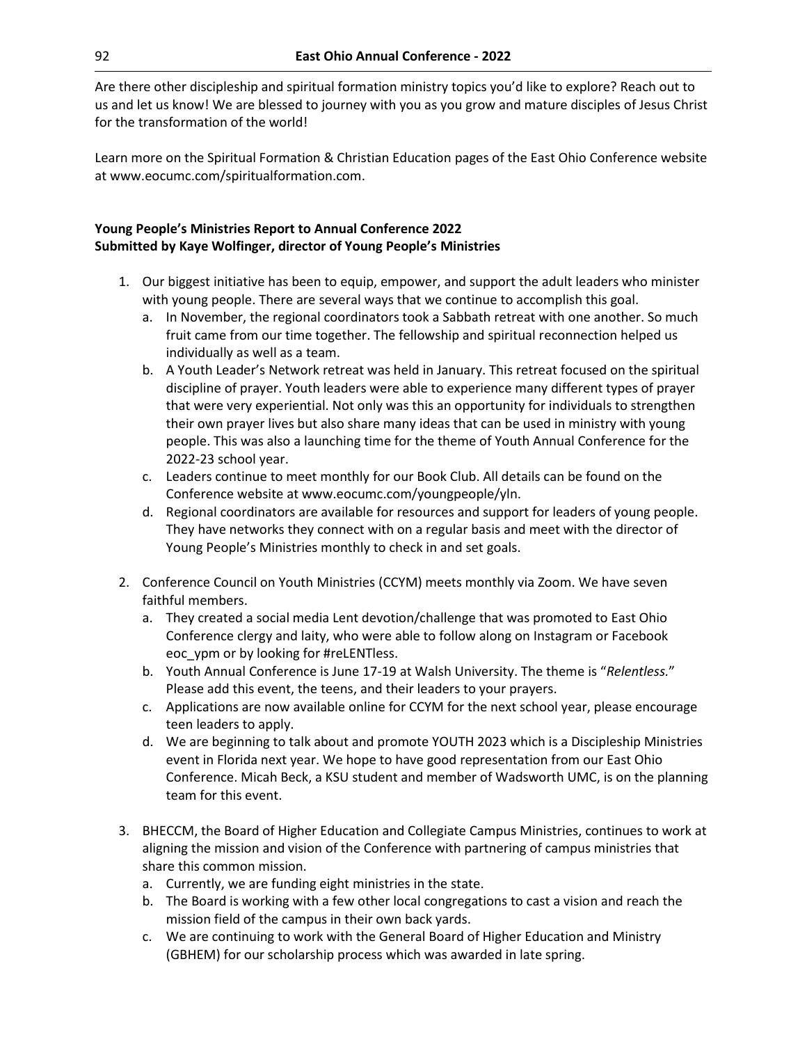Are there other discipleship and spiritual formation ministry topics you'd like to explore? Reach out to us and let us know! We are blessed to journey with you as you grow and mature disciples of Jesus Christ for the transformation of the world!

Learn more on the Spiritual Formation & Christian Education pages of the East Ohio Conference website at www.eocumc.com/spiritualformation.com.

**Young People's Ministries Report to Annual Conference 2022**
**Submitted by Kaye Wolfinger, director of Young People's Ministries**

1. Our biggest initiative has been to equip, empower, and support the adult leaders who minister with young people. There are several ways that we continue to accomplish this goal.
   a. In November, the regional coordinators took a Sabbath retreat with one another. So much fruit came from our time together. The fellowship and spiritual reconnection helped us individually as well as a team.
   b. A Youth Leader's Network retreat was held in January. This retreat focused on the spiritual discipline of prayer. Youth leaders were able to experience many different types of prayer that were very experiential. Not only was this an opportunity for individuals to strengthen their own prayer lives but also share many ideas that can be used in ministry with young people. This was also a launching time for the theme of Youth Annual Conference for the 2022-23 school year.
   c. Leaders continue to meet monthly for our Book Club. All details can be found on the Conference website at www.eocumc.com/youngpeople/yln.
   d. Regional coordinators are available for resources and support for leaders of young people. They have networks they connect with on a regular basis and meet with the director of Young People's Ministries monthly to check in and set goals.

2. Conference Council on Youth Ministries (CCYM) meets monthly via Zoom. We have seven faithful members.
   a. They created a social media Lent devotion/challenge that was promoted to East Ohio Conference clergy and laity, who were able to follow along on Instagram or Facebook eoc_ypm or by looking for #reLENTless.
   b. Youth Annual Conference is June 17-19 at Walsh University. The theme is "*Relentless.*" Please add this event, the teens, and their leaders to your prayers.
   c. Applications are now available online for CCYM for the next school year, please encourage teen leaders to apply.
   d. We are beginning to talk about and promote YOUTH 2023 which is a Discipleship Ministries event in Florida next year. We hope to have good representation from our East Ohio Conference. Micah Beck, a KSU student and member of Wadsworth UMC, is on the planning team for this event.

3. BHECCM, the Board of Higher Education and Collegiate Campus Ministries, continues to work at aligning the mission and vision of the Conference with partnering of campus ministries that share this common mission.
   a. Currently, we are funding eight ministries in the state.
   b. The Board is working with a few other local congregations to cast a vision and reach the mission field of the campus in their own back yards.
   c. We are continuing to work with the General Board of Higher Education and Ministry (GBHEM) for our scholarship process which was awarded in late spring.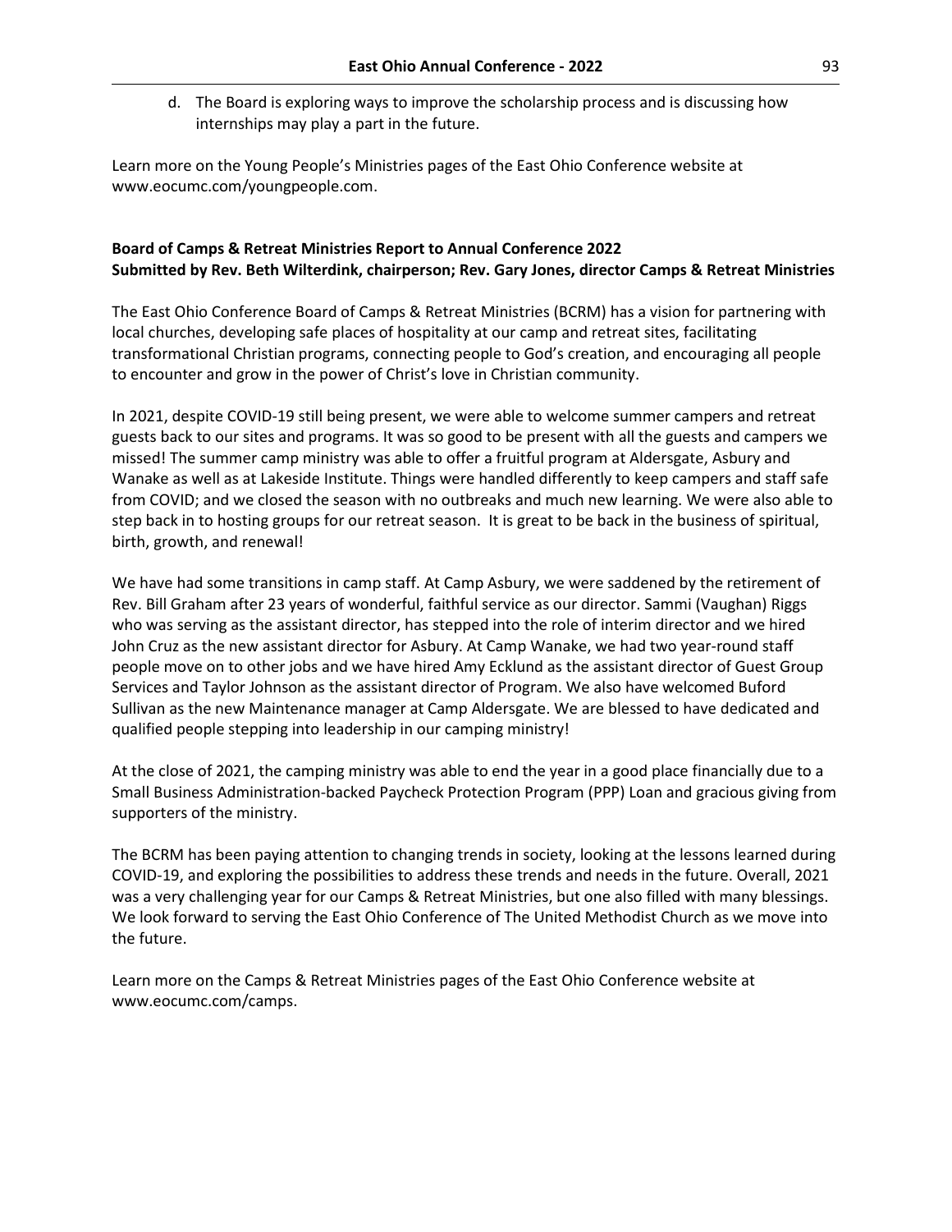d. The Board is exploring ways to improve the scholarship process and is discussing how internships may play a part in the future.

Learn more on the Young People's Ministries pages of the East Ohio Conference website at www.eocumc.com/youngpeople.com.

**Board of Camps & Retreat Ministries Report to Annual Conference 2022**
**Submitted by Rev. Beth Wilterdink, chairperson; Rev. Gary Jones, director Camps & Retreat Ministries**

The East Ohio Conference Board of Camps & Retreat Ministries (BCRM) has a vision for partnering with local churches, developing safe places of hospitality at our camp and retreat sites, facilitating transformational Christian programs, connecting people to God's creation, and encouraging all people to encounter and grow in the power of Christ's love in Christian community.

In 2021, despite COVID-19 still being present, we were able to welcome summer campers and retreat guests back to our sites and programs. It was so good to be present with all the guests and campers we missed! The summer camp ministry was able to offer a fruitful program at Aldersgate, Asbury and Wanake as well as at Lakeside Institute. Things were handled differently to keep campers and staff safe from COVID; and we closed the season with no outbreaks and much new learning. We were also able to step back in to hosting groups for our retreat season. It is great to be back in the business of spiritual, birth, growth, and renewal!

We have had some transitions in camp staff. At Camp Asbury, we were saddened by the retirement of Rev. Bill Graham after 23 years of wonderful, faithful service as our director. Sammi (Vaughan) Riggs who was serving as the assistant director, has stepped into the role of interim director and we hired John Cruz as the new assistant director for Asbury. At Camp Wanake, we had two year-round staff people move on to other jobs and we have hired Amy Ecklund as the assistant director of Guest Group Services and Taylor Johnson as the assistant director of Program. We also have welcomed Buford Sullivan as the new Maintenance manager at Camp Aldersgate. We are blessed to have dedicated and qualified people stepping into leadership in our camping ministry!

At the close of 2021, the camping ministry was able to end the year in a good place financially due to a Small Business Administration-backed Paycheck Protection Program (PPP) Loan and gracious giving from supporters of the ministry.

The BCRM has been paying attention to changing trends in society, looking at the lessons learned during COVID-19, and exploring the possibilities to address these trends and needs in the future. Overall, 2021 was a very challenging year for our Camps & Retreat Ministries, but one also filled with many blessings. We look forward to serving the East Ohio Conference of The United Methodist Church as we move into the future.

Learn more on the Camps & Retreat Ministries pages of the East Ohio Conference website at www.eocumc.com/camps.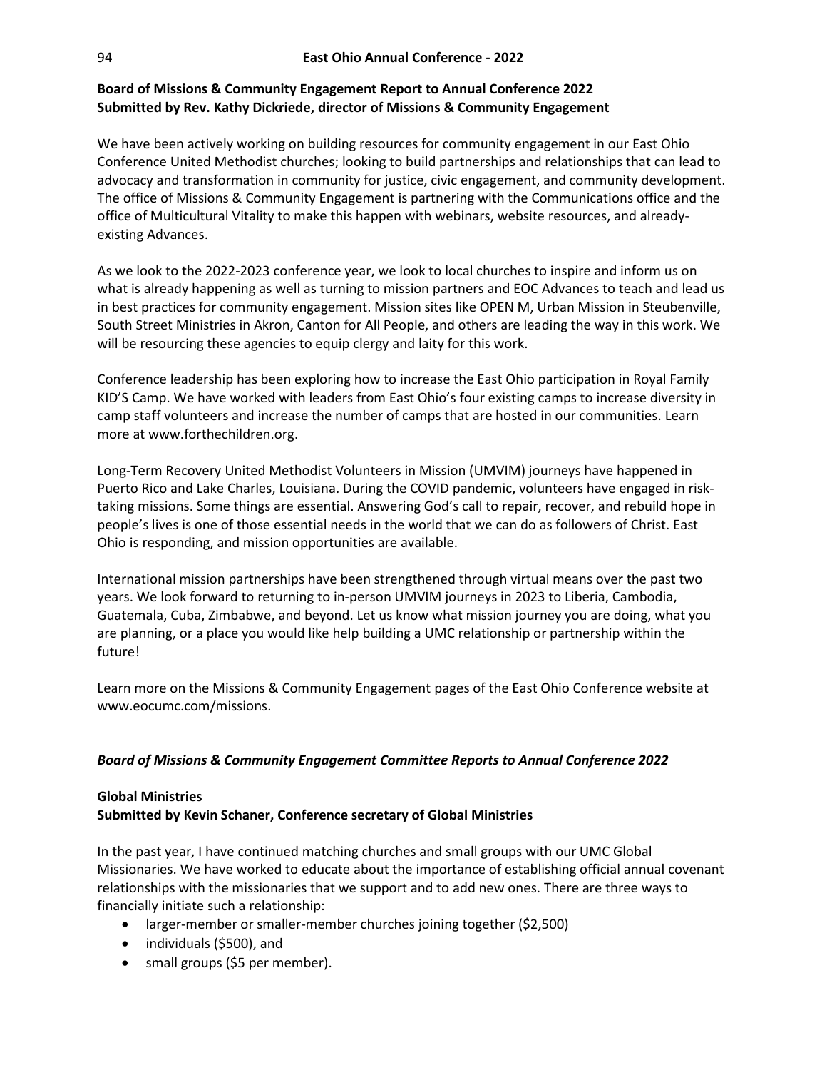**Board of Missions & Community Engagement Report to Annual Conference 2022**
**Submitted by Rev. Kathy Dickriede, director of Missions & Community Engagement**

We have been actively working on building resources for community engagement in our East Ohio Conference United Methodist churches; looking to build partnerships and relationships that can lead to advocacy and transformation in community for justice, civic engagement, and community development. The office of Missions & Community Engagement is partnering with the Communications office and the office of Multicultural Vitality to make this happen with webinars, website resources, and already-existing Advances.

As we look to the 2022-2023 conference year, we look to local churches to inspire and inform us on what is already happening as well as turning to mission partners and EOC Advances to teach and lead us in best practices for community engagement. Mission sites like OPEN M, Urban Mission in Steubenville, South Street Ministries in Akron, Canton for All People, and others are leading the way in this work. We will be resourcing these agencies to equip clergy and laity for this work.

Conference leadership has been exploring how to increase the East Ohio participation in Royal Family KID'S Camp. We have worked with leaders from East Ohio's four existing camps to increase diversity in camp staff volunteers and increase the number of camps that are hosted in our communities. Learn more at www.forthechildren.org.

Long-Term Recovery United Methodist Volunteers in Mission (UMVIM) journeys have happened in Puerto Rico and Lake Charles, Louisiana. During the COVID pandemic, volunteers have engaged in risk-taking missions. Some things are essential. Answering God's call to repair, recover, and rebuild hope in people's lives is one of those essential needs in the world that we can do as followers of Christ. East Ohio is responding, and mission opportunities are available.

International mission partnerships have been strengthened through virtual means over the past two years. We look forward to returning to in-person UMVIM journeys in 2023 to Liberia, Cambodia, Guatemala, Cuba, Zimbabwe, and beyond. Let us know what mission journey you are doing, what you are planning, or a place you would like help building a UMC relationship or partnership within the future!

Learn more on the Missions & Community Engagement pages of the East Ohio Conference website at www.eocumc.com/missions.

***Board of Missions & Community Engagement Committee Reports to Annual Conference 2022***

**Global Ministries**
**Submitted by Kevin Schaner, Conference secretary of Global Ministries**

In the past year, I have continued matching churches and small groups with our UMC Global Missionaries. We have worked to educate about the importance of establishing official annual covenant relationships with the missionaries that we support and to add new ones. There are three ways to financially initiate such a relationship:

- larger-member or smaller-member churches joining together ($2,500)
- individuals ($500), and
- small groups ($5 per member).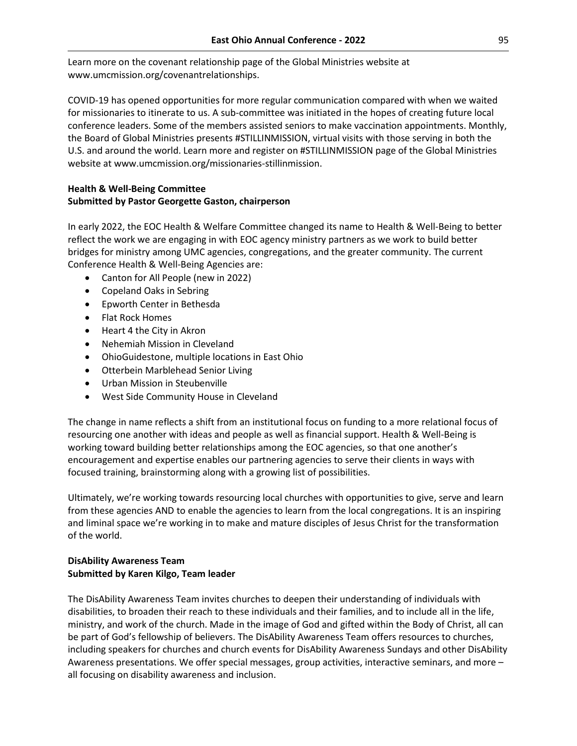Learn more on the covenant relationship page of the Global Ministries website at www.umcmission.org/covenantrelationships.

COVID-19 has opened opportunities for more regular communication compared with when we waited for missionaries to itinerate to us. A sub-committee was initiated in the hopes of creating future local conference leaders. Some of the members assisted seniors to make vaccination appointments. Monthly, the Board of Global Ministries presents #STILLINMISSION, virtual visits with those serving in both the U.S. and around the world. Learn more and register on #STILLINMISSION page of the Global Ministries website at www.umcmission.org/missionaries-stillinmission.

**Health & Well-Being Committee**
**Submitted by Pastor Georgette Gaston, chairperson**

In early 2022, the EOC Health & Welfare Committee changed its name to Health & Well-Being to better reflect the work we are engaging in with EOC agency ministry partners as we work to build better bridges for ministry among UMC agencies, congregations, and the greater community. The current Conference Health & Well-Being Agencies are:

- Canton for All People (new in 2022)
- Copeland Oaks in Sebring
- Epworth Center in Bethesda
- Flat Rock Homes
- Heart 4 the City in Akron
- Nehemiah Mission in Cleveland
- OhioGuidestone, multiple locations in East Ohio
- Otterbein Marblehead Senior Living
- Urban Mission in Steubenville
- West Side Community House in Cleveland

The change in name reflects a shift from an institutional focus on funding to a more relational focus of resourcing one another with ideas and people as well as financial support. Health & Well-Being is working toward building better relationships among the EOC agencies, so that one another's encouragement and expertise enables our partnering agencies to serve their clients in ways with focused training, brainstorming along with a growing list of possibilities.

Ultimately, we're working towards resourcing local churches with opportunities to give, serve and learn from these agencies AND to enable the agencies to learn from the local congregations. It is an inspiring and liminal space we're working in to make and mature disciples of Jesus Christ for the transformation of the world.

**DisAbility Awareness Team**
**Submitted by Karen Kilgo, Team leader**

The DisAbility Awareness Team invites churches to deepen their understanding of individuals with disabilities, to broaden their reach to these individuals and their families, and to include all in the life, ministry, and work of the church. Made in the image of God and gifted within the Body of Christ, all can be part of God's fellowship of believers. The DisAbility Awareness Team offers resources to churches, including speakers for churches and church events for DisAbility Awareness Sundays and other DisAbility Awareness presentations. We offer special messages, group activities, interactive seminars, and more – all focusing on disability awareness and inclusion.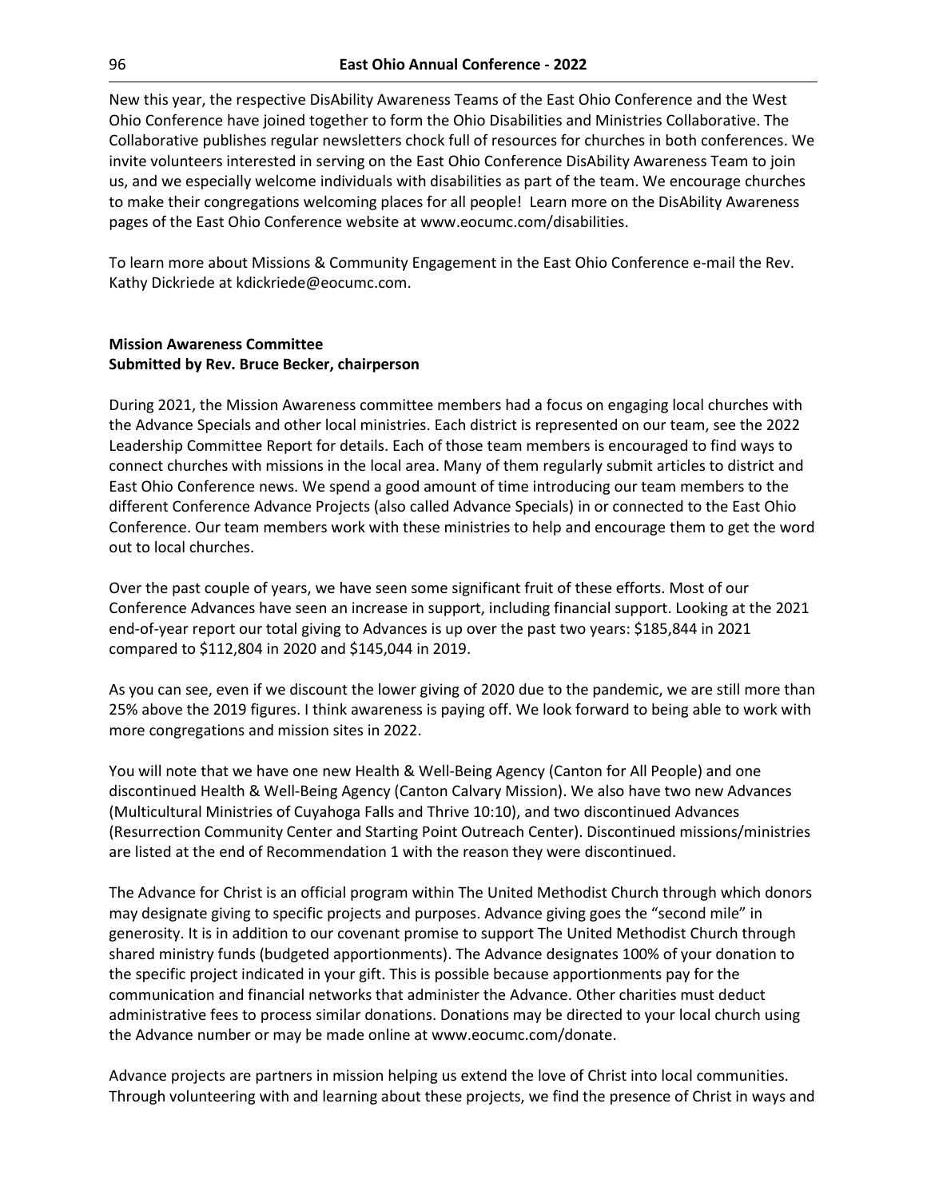New this year, the respective DisAbility Awareness Teams of the East Ohio Conference and the West Ohio Conference have joined together to form the Ohio Disabilities and Ministries Collaborative. The Collaborative publishes regular newsletters chock full of resources for churches in both conferences. We invite volunteers interested in serving on the East Ohio Conference DisAbility Awareness Team to join us, and we especially welcome individuals with disabilities as part of the team. We encourage churches to make their congregations welcoming places for all people! Learn more on the DisAbility Awareness pages of the East Ohio Conference website at www.eocumc.com/disabilities.

To learn more about Missions & Community Engagement in the East Ohio Conference e-mail the Rev. Kathy Dickriede at kdickriede@eocumc.com.

**Mission Awareness Committee**
**Submitted by Rev. Bruce Becker, chairperson**

During 2021, the Mission Awareness committee members had a focus on engaging local churches with the Advance Specials and other local ministries. Each district is represented on our team, see the 2022 Leadership Committee Report for details. Each of those team members is encouraged to find ways to connect churches with missions in the local area. Many of them regularly submit articles to district and East Ohio Conference news. We spend a good amount of time introducing our team members to the different Conference Advance Projects (also called Advance Specials) in or connected to the East Ohio Conference. Our team members work with these ministries to help and encourage them to get the word out to local churches.

Over the past couple of years, we have seen some significant fruit of these efforts. Most of our Conference Advances have seen an increase in support, including financial support. Looking at the 2021 end-of-year report our total giving to Advances is up over the past two years: $185,844 in 2021 compared to $112,804 in 2020 and $145,044 in 2019.

As you can see, even if we discount the lower giving of 2020 due to the pandemic, we are still more than 25% above the 2019 figures. I think awareness is paying off. We look forward to being able to work with more congregations and mission sites in 2022.

You will note that we have one new Health & Well-Being Agency (Canton for All People) and one discontinued Health & Well-Being Agency (Canton Calvary Mission). We also have two new Advances (Multicultural Ministries of Cuyahoga Falls and Thrive 10:10), and two discontinued Advances (Resurrection Community Center and Starting Point Outreach Center). Discontinued missions/ministries are listed at the end of Recommendation 1 with the reason they were discontinued.

The Advance for Christ is an official program within The United Methodist Church through which donors may designate giving to specific projects and purposes. Advance giving goes the "second mile" in generosity. It is in addition to our covenant promise to support The United Methodist Church through shared ministry funds (budgeted apportionments). The Advance designates 100% of your donation to the specific project indicated in your gift. This is possible because apportionments pay for the communication and financial networks that administer the Advance. Other charities must deduct administrative fees to process similar donations. Donations may be directed to your local church using the Advance number or may be made online at www.eocumc.com/donate.

Advance projects are partners in mission helping us extend the love of Christ into local communities. Through volunteering with and learning about these projects, we find the presence of Christ in ways and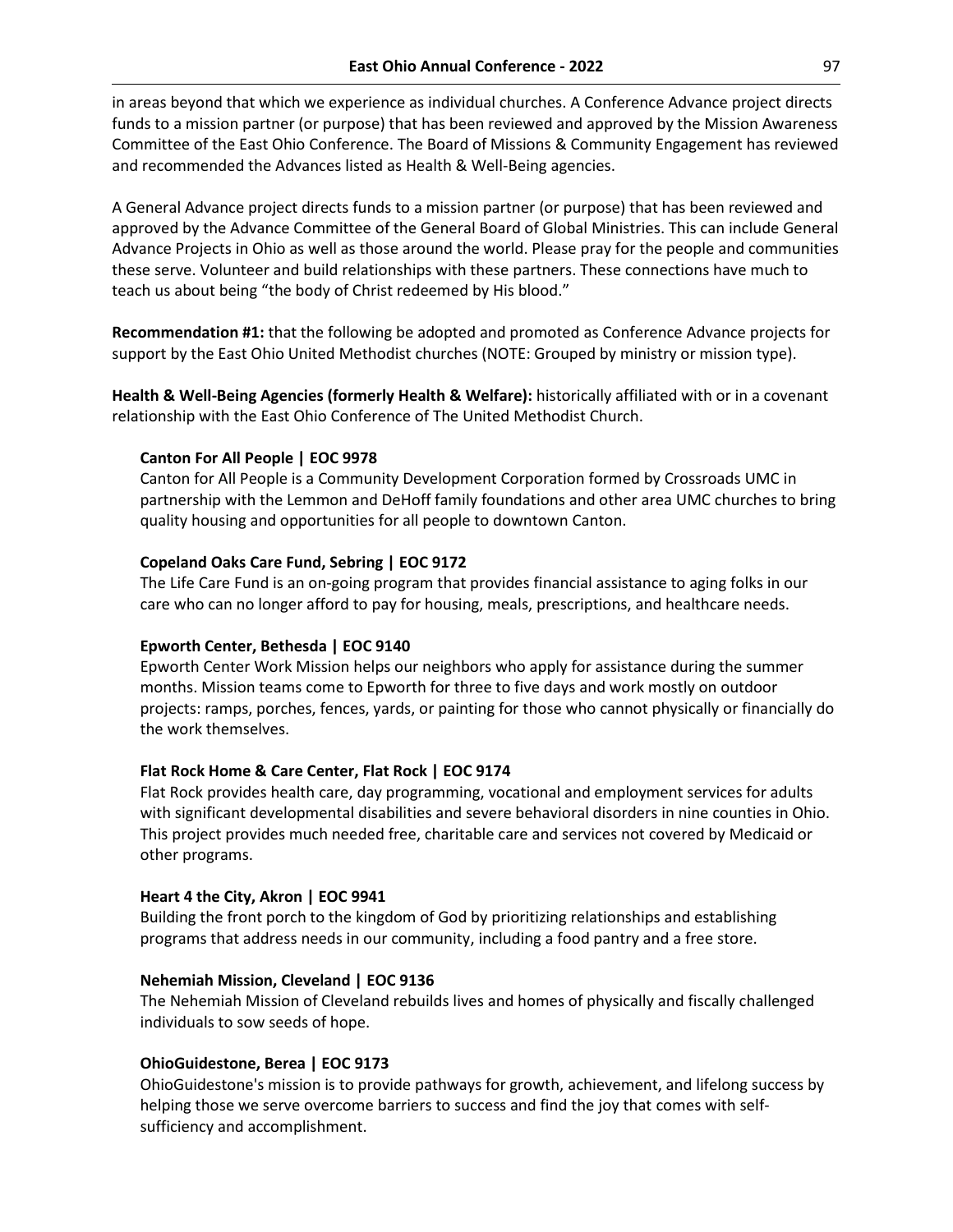in areas beyond that which we experience as individual churches. A Conference Advance project directs funds to a mission partner (or purpose) that has been reviewed and approved by the Mission Awareness Committee of the East Ohio Conference. The Board of Missions & Community Engagement has reviewed and recommended the Advances listed as Health & Well-Being agencies.

A General Advance project directs funds to a mission partner (or purpose) that has been reviewed and approved by the Advance Committee of the General Board of Global Ministries. This can include General Advance Projects in Ohio as well as those around the world. Please pray for the people and communities these serve. Volunteer and build relationships with these partners. These connections have much to teach us about being "the body of Christ redeemed by His blood."

**Recommendation #1:** that the following be adopted and promoted as Conference Advance projects for support by the East Ohio United Methodist churches (NOTE: Grouped by ministry or mission type).

**Health & Well-Being Agencies (formerly Health & Welfare):** historically affiliated with or in a covenant relationship with the East Ohio Conference of The United Methodist Church.

**Canton For All People | EOC 9978**
Canton for All People is a Community Development Corporation formed by Crossroads UMC in partnership with the Lemmon and DeHoff family foundations and other area UMC churches to bring quality housing and opportunities for all people to downtown Canton.

**Copeland Oaks Care Fund, Sebring | EOC 9172**
The Life Care Fund is an on-going program that provides financial assistance to aging folks in our care who can no longer afford to pay for housing, meals, prescriptions, and healthcare needs.

**Epworth Center, Bethesda | EOC 9140**
Epworth Center Work Mission helps our neighbors who apply for assistance during the summer months. Mission teams come to Epworth for three to five days and work mostly on outdoor projects: ramps, porches, fences, yards, or painting for those who cannot physically or financially do the work themselves.

**Flat Rock Home & Care Center, Flat Rock | EOC 9174**
Flat Rock provides health care, day programming, vocational and employment services for adults with significant developmental disabilities and severe behavioral disorders in nine counties in Ohio. This project provides much needed free, charitable care and services not covered by Medicaid or other programs.

**Heart 4 the City, Akron | EOC 9941**
Building the front porch to the kingdom of God by prioritizing relationships and establishing programs that address needs in our community, including a food pantry and a free store.

**Nehemiah Mission, Cleveland | EOC 9136**
The Nehemiah Mission of Cleveland rebuilds lives and homes of physically and fiscally challenged individuals to sow seeds of hope.

**OhioGuidestone, Berea | EOC 9173**
OhioGuidestone's mission is to provide pathways for growth, achievement, and lifelong success by helping those we serve overcome barriers to success and find the joy that comes with self-sufficiency and accomplishment.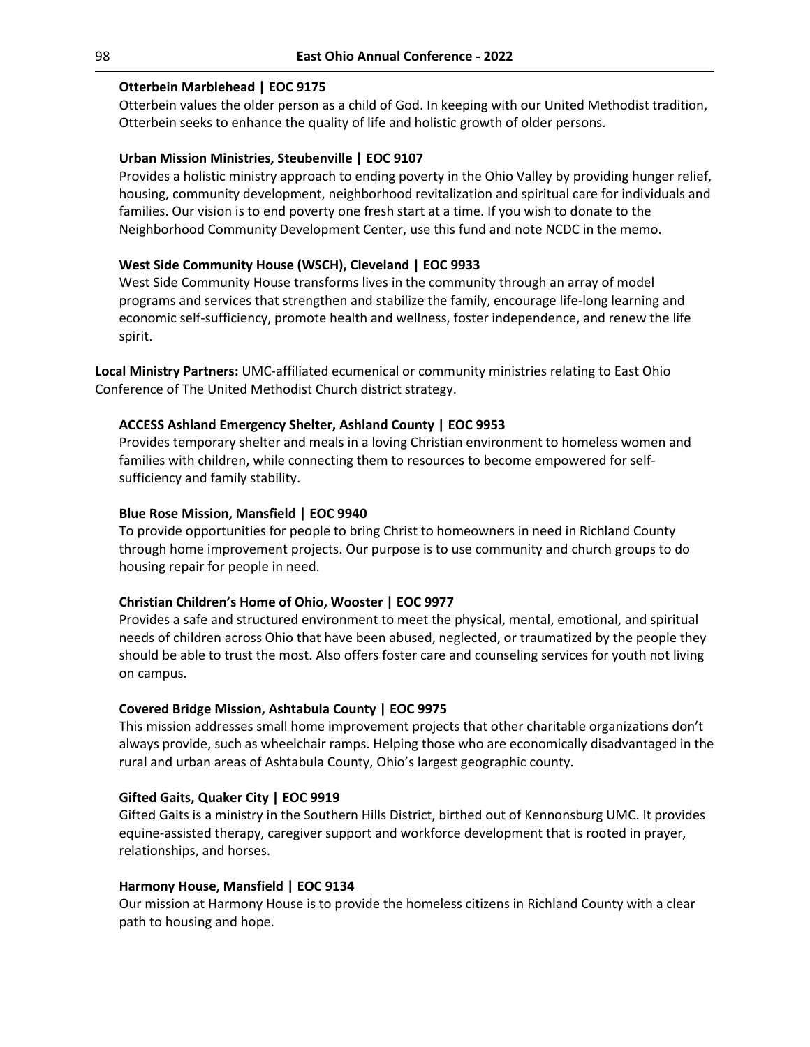**Otterbein Marblehead | EOC 9175**

Otterbein values the older person as a child of God. In keeping with our United Methodist tradition, Otterbein seeks to enhance the quality of life and holistic growth of older persons.

**Urban Mission Ministries, Steubenville | EOC 9107**

Provides a holistic ministry approach to ending poverty in the Ohio Valley by providing hunger relief, housing, community development, neighborhood revitalization and spiritual care for individuals and families. Our vision is to end poverty one fresh start at a time. If you wish to donate to the Neighborhood Community Development Center, use this fund and note NCDC in the memo.

**West Side Community House (WSCH), Cleveland | EOC 9933**

West Side Community House transforms lives in the community through an array of model programs and services that strengthen and stabilize the family, encourage life-long learning and economic self-sufficiency, promote health and wellness, foster independence, and renew the life spirit.

**Local Ministry Partners:** UMC-affiliated ecumenical or community ministries relating to East Ohio Conference of The United Methodist Church district strategy.

**ACCESS Ashland Emergency Shelter, Ashland County | EOC 9953**

Provides temporary shelter and meals in a loving Christian environment to homeless women and families with children, while connecting them to resources to become empowered for self-sufficiency and family stability.

**Blue Rose Mission, Mansfield | EOC 9940**

To provide opportunities for people to bring Christ to homeowners in need in Richland County through home improvement projects. Our purpose is to use community and church groups to do housing repair for people in need.

**Christian Children's Home of Ohio, Wooster | EOC 9977**

Provides a safe and structured environment to meet the physical, mental, emotional, and spiritual needs of children across Ohio that have been abused, neglected, or traumatized by the people they should be able to trust the most. Also offers foster care and counseling services for youth not living on campus.

**Covered Bridge Mission, Ashtabula County | EOC 9975**

This mission addresses small home improvement projects that other charitable organizations don't always provide, such as wheelchair ramps. Helping those who are economically disadvantaged in the rural and urban areas of Ashtabula County, Ohio's largest geographic county.

**Gifted Gaits, Quaker City | EOC 9919**

Gifted Gaits is a ministry in the Southern Hills District, birthed out of Kennonsburg UMC. It provides equine-assisted therapy, caregiver support and workforce development that is rooted in prayer, relationships, and horses.

**Harmony House, Mansfield | EOC 9134**

Our mission at Harmony House is to provide the homeless citizens in Richland County with a clear path to housing and hope.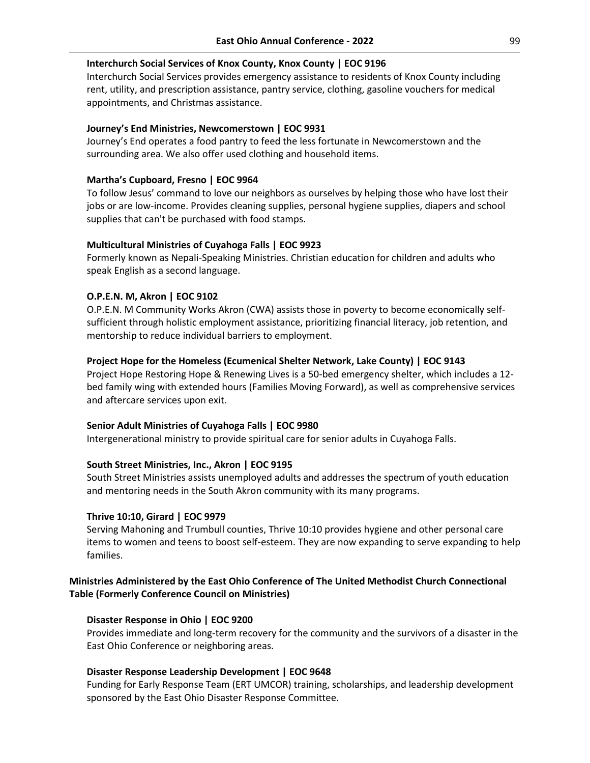**Interchurch Social Services of Knox County, Knox County | EOC 9196**

Interchurch Social Services provides emergency assistance to residents of Knox County including rent, utility, and prescription assistance, pantry service, clothing, gasoline vouchers for medical appointments, and Christmas assistance.

**Journey's End Ministries, Newcomerstown | EOC 9931**

Journey's End operates a food pantry to feed the less fortunate in Newcomerstown and the surrounding area. We also offer used clothing and household items.

**Martha's Cupboard, Fresno | EOC 9964**

To follow Jesus' command to love our neighbors as ourselves by helping those who have lost their jobs or are low-income. Provides cleaning supplies, personal hygiene supplies, diapers and school supplies that can't be purchased with food stamps.

**Multicultural Ministries of Cuyahoga Falls | EOC 9923**

Formerly known as Nepali-Speaking Ministries. Christian education for children and adults who speak English as a second language.

**O.P.E.N. M, Akron | EOC 9102**

O.P.E.N. M Community Works Akron (CWA) assists those in poverty to become economically self-sufficient through holistic employment assistance, prioritizing financial literacy, job retention, and mentorship to reduce individual barriers to employment.

**Project Hope for the Homeless (Ecumenical Shelter Network, Lake County) | EOC 9143**

Project Hope Restoring Hope & Renewing Lives is a 50-bed emergency shelter, which includes a 12-bed family wing with extended hours (Families Moving Forward), as well as comprehensive services and aftercare services upon exit.

**Senior Adult Ministries of Cuyahoga Falls | EOC 9980**

Intergenerational ministry to provide spiritual care for senior adults in Cuyahoga Falls.

**South Street Ministries, Inc., Akron | EOC 9195**

South Street Ministries assists unemployed adults and addresses the spectrum of youth education and mentoring needs in the South Akron community with its many programs.

**Thrive 10:10, Girard | EOC 9979**

Serving Mahoning and Trumbull counties, Thrive 10:10 provides hygiene and other personal care items to women and teens to boost self-esteem. They are now expanding to serve expanding to help families.

**Ministries Administered by the East Ohio Conference of The United Methodist Church Connectional Table (Formerly Conference Council on Ministries)**

**Disaster Response in Ohio | EOC 9200**

Provides immediate and long-term recovery for the community and the survivors of a disaster in the East Ohio Conference or neighboring areas.

**Disaster Response Leadership Development | EOC 9648**

Funding for Early Response Team (ERT UMCOR) training, scholarships, and leadership development sponsored by the East Ohio Disaster Response Committee.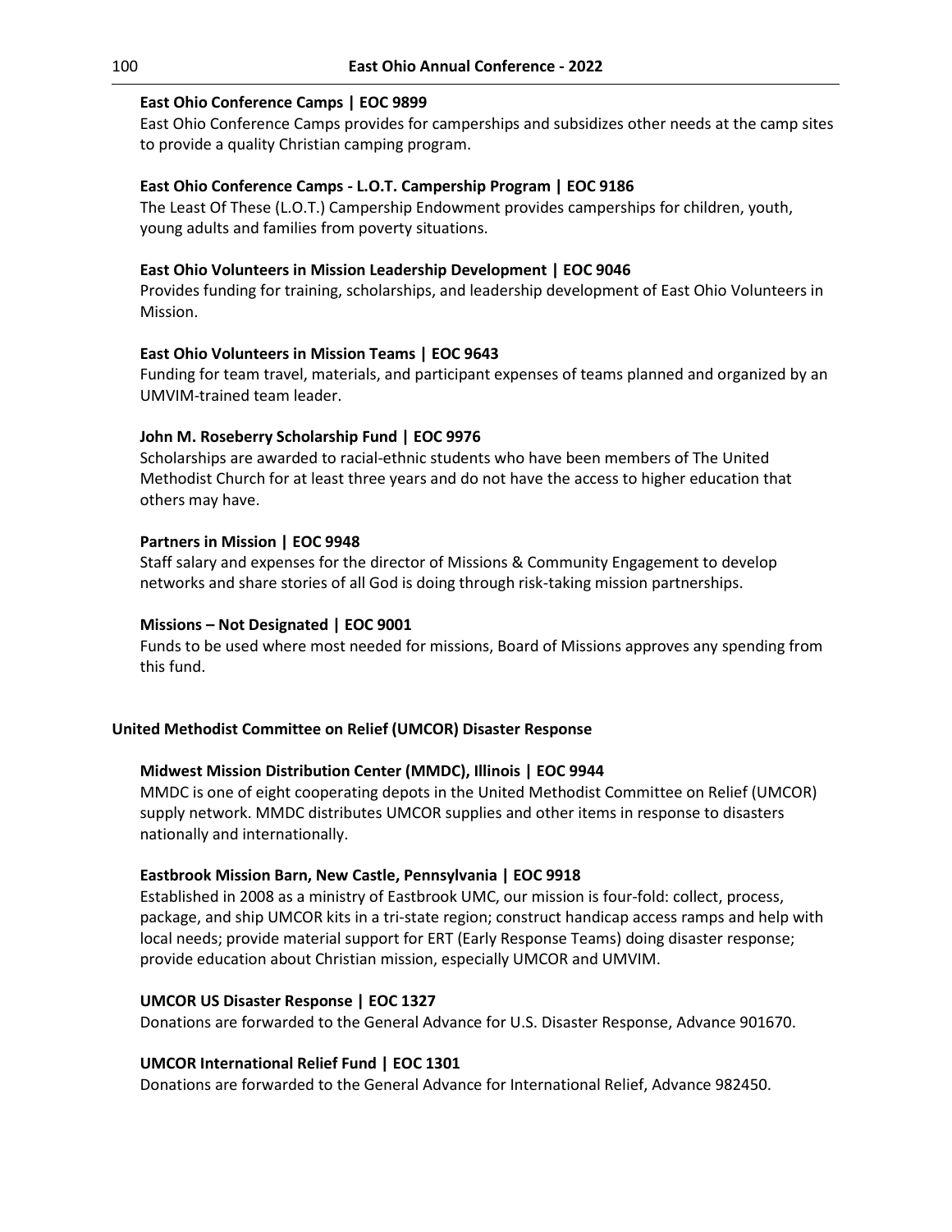**East Ohio Conference Camps | EOC 9899**

East Ohio Conference Camps provides for camperships and subsidizes other needs at the camp sites to provide a quality Christian camping program.

**East Ohio Conference Camps - L.O.T. Campership Program | EOC 9186**

The Least Of These (L.O.T.) Campership Endowment provides camperships for children, youth, young adults and families from poverty situations.

**East Ohio Volunteers in Mission Leadership Development | EOC 9046**

Provides funding for training, scholarships, and leadership development of East Ohio Volunteers in Mission.

**East Ohio Volunteers in Mission Teams | EOC 9643**

Funding for team travel, materials, and participant expenses of teams planned and organized by an UMVIM-trained team leader.

**John M. Roseberry Scholarship Fund | EOC 9976**

Scholarships are awarded to racial-ethnic students who have been members of The United Methodist Church for at least three years and do not have the access to higher education that others may have.

**Partners in Mission | EOC 9948**

Staff salary and expenses for the director of Missions & Community Engagement to develop networks and share stories of all God is doing through risk-taking mission partnerships.

**Missions – Not Designated | EOC 9001**

Funds to be used where most needed for missions, Board of Missions approves any spending from this fund.

## United Methodist Committee on Relief (UMCOR) Disaster Response

**Midwest Mission Distribution Center (MMDC), Illinois | EOC 9944**

MMDC is one of eight cooperating depots in the United Methodist Committee on Relief (UMCOR) supply network. MMDC distributes UMCOR supplies and other items in response to disasters nationally and internationally.

**Eastbrook Mission Barn, New Castle, Pennsylvania | EOC 9918**

Established in 2008 as a ministry of Eastbrook UMC, our mission is four-fold: collect, process, package, and ship UMCOR kits in a tri-state region; construct handicap access ramps and help with local needs; provide material support for ERT (Early Response Teams) doing disaster response; provide education about Christian mission, especially UMCOR and UMVIM.

**UMCOR US Disaster Response | EOC 1327**

Donations are forwarded to the General Advance for U.S. Disaster Response, Advance 901670.

**UMCOR International Relief Fund | EOC 1301**

Donations are forwarded to the General Advance for International Relief, Advance 982450.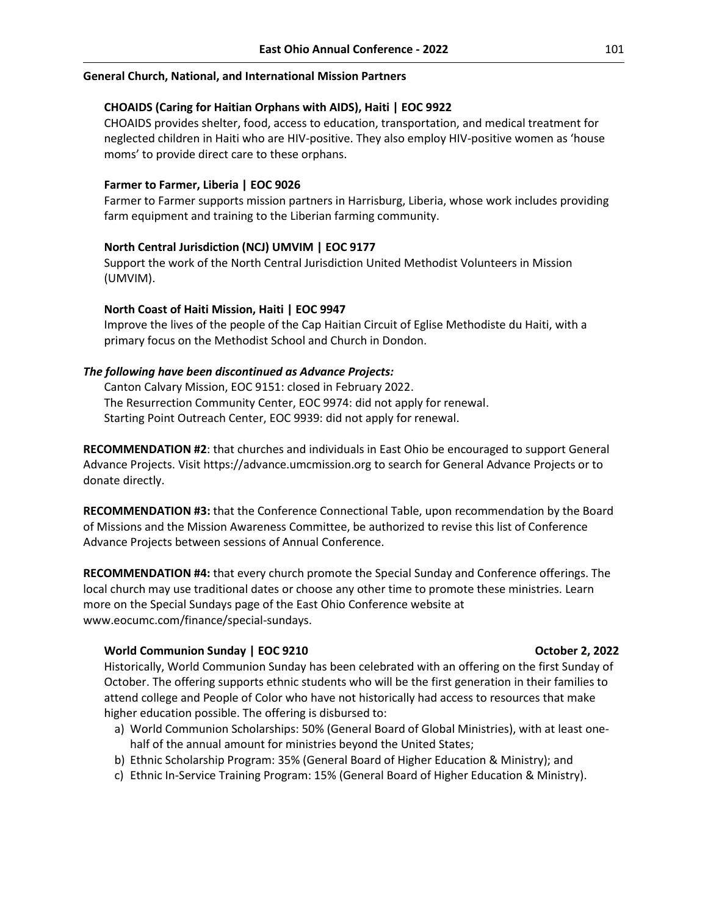**General Church, National, and International Mission Partners**

**CHOAIDS (Caring for Haitian Orphans with AIDS), Haiti | EOC 9922**

CHOAIDS provides shelter, food, access to education, transportation, and medical treatment for neglected children in Haiti who are HIV-positive. They also employ HIV-positive women as 'house moms' to provide direct care to these orphans.

**Farmer to Farmer, Liberia | EOC 9026**

Farmer to Farmer supports mission partners in Harrisburg, Liberia, whose work includes providing farm equipment and training to the Liberian farming community.

**North Central Jurisdiction (NCJ) UMVIM | EOC 9177**

Support the work of the North Central Jurisdiction United Methodist Volunteers in Mission (UMVIM).

**North Coast of Haiti Mission, Haiti | EOC 9947**

Improve the lives of the people of the Cap Haitian Circuit of Eglise Methodiste du Haiti, with a primary focus on the Methodist School and Church in Dondon.

***The following have been discontinued as Advance Projects:***

Canton Calvary Mission, EOC 9151: closed in February 2022.
The Resurrection Community Center, EOC 9974: did not apply for renewal.
Starting Point Outreach Center, EOC 9939: did not apply for renewal.

**RECOMMENDATION #2**: that churches and individuals in East Ohio be encouraged to support General Advance Projects. Visit https://advance.umcmission.org to search for General Advance Projects or to donate directly.

**RECOMMENDATION #3:** that the Conference Connectional Table, upon recommendation by the Board of Missions and the Mission Awareness Committee, be authorized to revise this list of Conference Advance Projects between sessions of Annual Conference.

**RECOMMENDATION #4:** that every church promote the Special Sunday and Conference offerings. The local church may use traditional dates or choose any other time to promote these ministries. Learn more on the Special Sundays page of the East Ohio Conference website at www.eocumc.com/finance/special-sundays.

**World Communion Sunday | EOC 9210** **October 2, 2022**

Historically, World Communion Sunday has been celebrated with an offering on the first Sunday of October. The offering supports ethnic students who will be the first generation in their families to attend college and People of Color who have not historically had access to resources that make higher education possible. The offering is disbursed to:

a) World Communion Scholarships: 50% (General Board of Global Ministries), with at least one-half of the annual amount for ministries beyond the United States;
b) Ethnic Scholarship Program: 35% (General Board of Higher Education & Ministry); and
c) Ethnic In-Service Training Program: 15% (General Board of Higher Education & Ministry).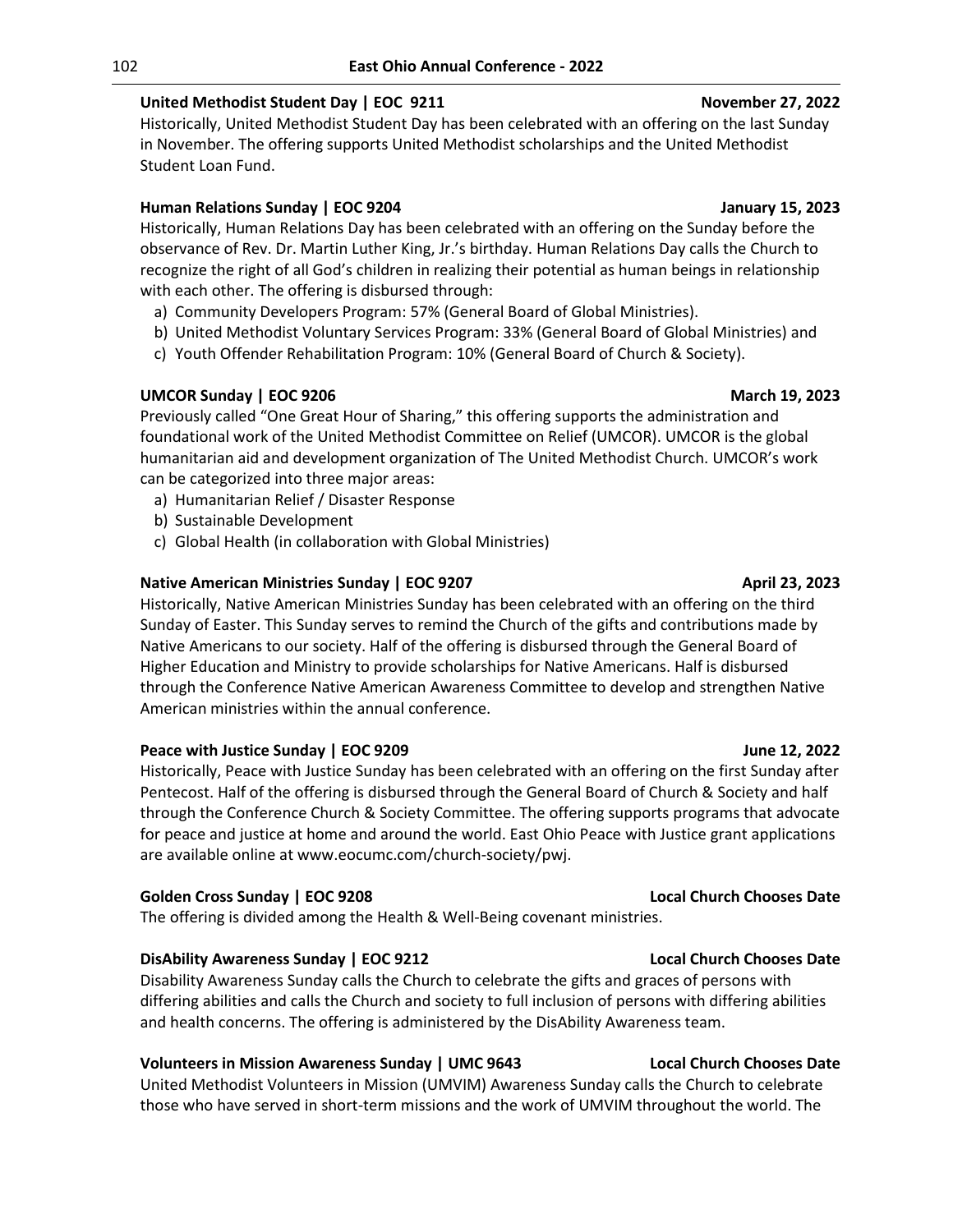**United Methodist Student Day | EOC 9211** **November 27, 2022**

Historically, United Methodist Student Day has been celebrated with an offering on the last Sunday in November. The offering supports United Methodist scholarships and the United Methodist Student Loan Fund.

**Human Relations Sunday | EOC 9204** **January 15, 2023**

Historically, Human Relations Day has been celebrated with an offering on the Sunday before the observance of Rev. Dr. Martin Luther King, Jr.'s birthday. Human Relations Day calls the Church to recognize the right of all God's children in realizing their potential as human beings in relationship with each other. The offering is disbursed through:

a) Community Developers Program: 57% (General Board of Global Ministries).
b) United Methodist Voluntary Services Program: 33% (General Board of Global Ministries) and
c) Youth Offender Rehabilitation Program: 10% (General Board of Church & Society).

**UMCOR Sunday | EOC 9206** **March 19, 2023**

Previously called "One Great Hour of Sharing," this offering supports the administration and foundational work of the United Methodist Committee on Relief (UMCOR). UMCOR is the global humanitarian aid and development organization of The United Methodist Church. UMCOR's work can be categorized into three major areas:

a) Humanitarian Relief / Disaster Response
b) Sustainable Development
c) Global Health (in collaboration with Global Ministries)

**Native American Ministries Sunday | EOC 9207** **April 23, 2023**

Historically, Native American Ministries Sunday has been celebrated with an offering on the third Sunday of Easter. This Sunday serves to remind the Church of the gifts and contributions made by Native Americans to our society. Half of the offering is disbursed through the General Board of Higher Education and Ministry to provide scholarships for Native Americans. Half is disbursed through the Conference Native American Awareness Committee to develop and strengthen Native American ministries within the annual conference.

**Peace with Justice Sunday | EOC 9209** **June 12, 2022**

Historically, Peace with Justice Sunday has been celebrated with an offering on the first Sunday after Pentecost. Half of the offering is disbursed through the General Board of Church & Society and half through the Conference Church & Society Committee. The offering supports programs that advocate for peace and justice at home and around the world. East Ohio Peace with Justice grant applications are available online at www.eocumc.com/church-society/pwj.

**Golden Cross Sunday | EOC 9208** **Local Church Chooses Date**

The offering is divided among the Health & Well-Being covenant ministries.

**DisAbility Awareness Sunday | EOC 9212** **Local Church Chooses Date**

Disability Awareness Sunday calls the Church to celebrate the gifts and graces of persons with differing abilities and calls the Church and society to full inclusion of persons with differing abilities and health concerns. The offering is administered by the DisAbility Awareness team.

**Volunteers in Mission Awareness Sunday | UMC 9643** **Local Church Chooses Date**

United Methodist Volunteers in Mission (UMVIM) Awareness Sunday calls the Church to celebrate those who have served in short-term missions and the work of UMVIM throughout the world. The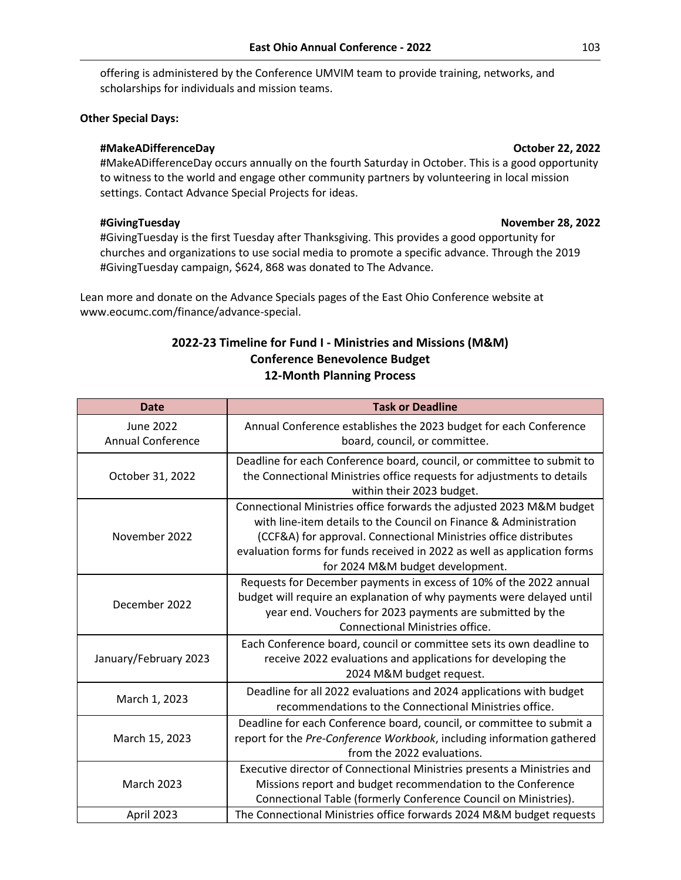offering is administered by the Conference UMVIM team to provide training, networks, and scholarships for individuals and mission teams.

**Other Special Days:**

**#MakeADifferenceDay** **October 22, 2022**

#MakeADifferenceDay occurs annually on the fourth Saturday in October. This is a good opportunity to witness to the world and engage other community partners by volunteering in local mission settings. Contact Advance Special Projects for ideas.

**#GivingTuesday** **November 28, 2022**

#GivingTuesday is the first Tuesday after Thanksgiving. This provides a good opportunity for churches and organizations to use social media to promote a specific advance. Through the 2019 #GivingTuesday campaign, $624, 868 was donated to The Advance.

Lean more and donate on the Advance Specials pages of the East Ohio Conference website at www.eocumc.com/finance/advance-special.

## 2022-23 Timeline for Fund I - Ministries and Missions (M&M) Conference Benevolence Budget 12-Month Planning Process

| Date | Task or Deadline |
| --- | --- |
| June 2022 Annual Conference | Annual Conference establishes the 2023 budget for each Conference board, council, or committee. |
| October 31, 2022 | Deadline for each Conference board, council, or committee to submit to the Connectional Ministries office requests for adjustments to details within their 2023 budget. |
| November 2022 | Connectional Ministries office forwards the adjusted 2023 M&M budget with line-item details to the Council on Finance & Administration (CCF&A) for approval. Connectional Ministries office distributes evaluation forms for funds received in 2022 as well as application forms for 2024 M&M budget development. |
| December 2022 | Requests for December payments in excess of 10% of the 2022 annual budget will require an explanation of why payments were delayed until year end. Vouchers for 2023 payments are submitted by the Connectional Ministries office. |
| January/February 2023 | Each Conference board, council or committee sets its own deadline to receive 2022 evaluations and applications for developing the 2024 M&M budget request. |
| March 1, 2023 | Deadline for all 2022 evaluations and 2024 applications with budget recommendations to the Connectional Ministries office. |
| March 15, 2023 | Deadline for each Conference board, council, or committee to submit a report for the *Pre-Conference Workbook*, including information gathered from the 2022 evaluations. |
| March 2023 | Executive director of Connectional Ministries presents a Ministries and Missions report and budget recommendation to the Conference Connectional Table (formerly Conference Council on Ministries). |
| April 2023 | The Connectional Ministries office forwards 2024 M&M budget requests |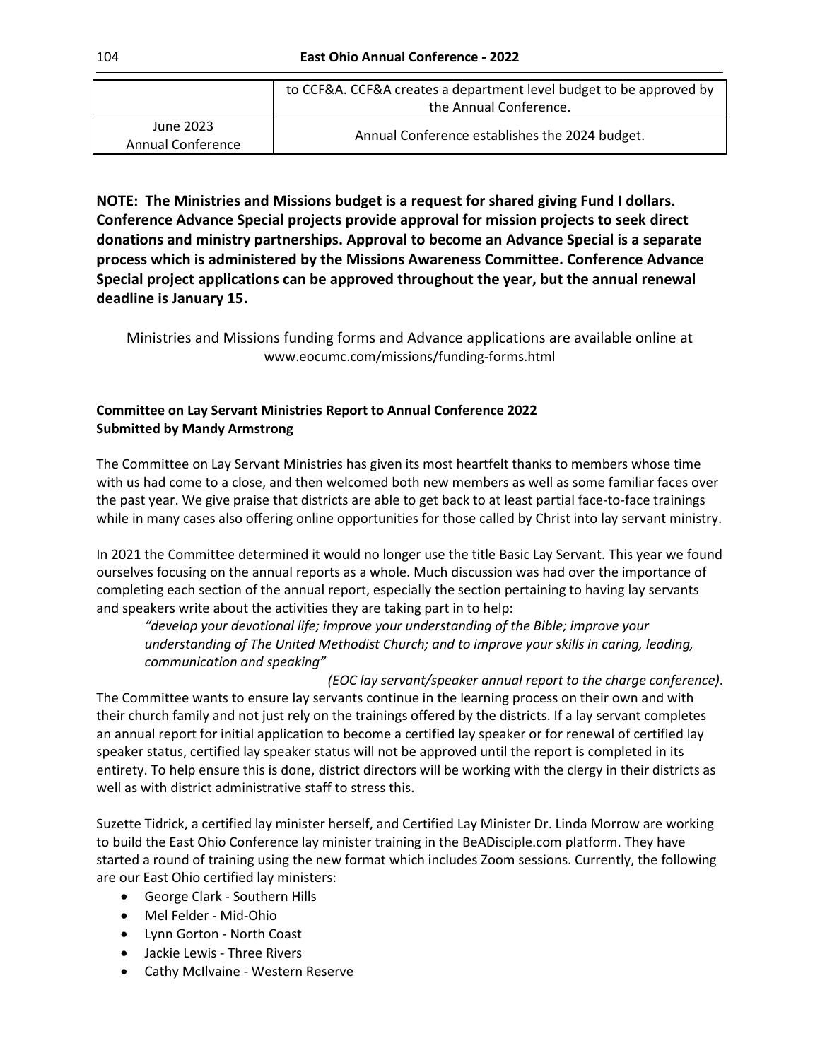| | |
|---|---|
| | to CCF&A. CCF&A creates a department level budget to be approved by the Annual Conference. |
| June 2023 Annual Conference | Annual Conference establishes the 2024 budget. |

**NOTE: The Ministries and Missions budget is a request for shared giving Fund I dollars. Conference Advance Special projects provide approval for mission projects to seek direct donations and ministry partnerships. Approval to become an Advance Special is a separate process which is administered by the Missions Awareness Committee. Conference Advance Special project applications can be approved throughout the year, but the annual renewal deadline is January 15.**

Ministries and Missions funding forms and Advance applications are available online at www.eocumc.com/missions/funding-forms.html

**Committee on Lay Servant Ministries Report to Annual Conference 2022**
**Submitted by Mandy Armstrong**

The Committee on Lay Servant Ministries has given its most heartfelt thanks to members whose time with us had come to a close, and then welcomed both new members as well as some familiar faces over the past year. We give praise that districts are able to get back to at least partial face-to-face trainings while in many cases also offering online opportunities for those called by Christ into lay servant ministry.

In 2021 the Committee determined it would no longer use the title Basic Lay Servant. This year we found ourselves focusing on the annual reports as a whole. Much discussion was had over the importance of completing each section of the annual report, especially the section pertaining to having lay servants and speakers write about the activities they are taking part in to help:

> *"develop your devotional life; improve your understanding of the Bible; improve your understanding of The United Methodist Church; and to improve your skills in caring, leading, communication and speaking"*
>
> *(EOC lay servant/speaker annual report to the charge conference)*.

The Committee wants to ensure lay servants continue in the learning process on their own and with their church family and not just rely on the trainings offered by the districts. If a lay servant completes an annual report for initial application to become a certified lay speaker or for renewal of certified lay speaker status, certified lay speaker status will not be approved until the report is completed in its entirety. To help ensure this is done, district directors will be working with the clergy in their districts as well as with district administrative staff to stress this.

Suzette Tidrick, a certified lay minister herself, and Certified Lay Minister Dr. Linda Morrow are working to build the East Ohio Conference lay minister training in the BeADisciple.com platform. They have started a round of training using the new format which includes Zoom sessions. Currently, the following are our East Ohio certified lay ministers:

- George Clark - Southern Hills
- Mel Felder - Mid-Ohio
- Lynn Gorton - North Coast
- Jackie Lewis - Three Rivers
- Cathy McIlvaine - Western Reserve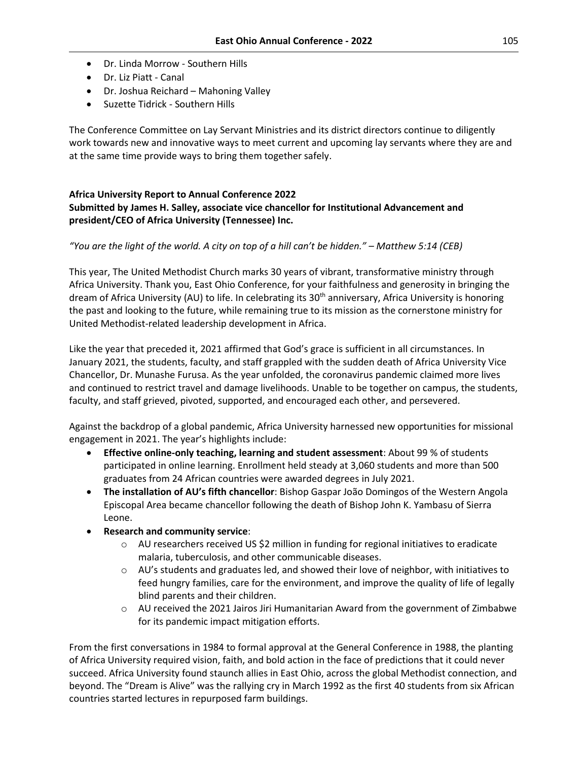- Dr. Linda Morrow - Southern Hills
- Dr. Liz Piatt - Canal
- Dr. Joshua Reichard – Mahoning Valley
- Suzette Tidrick - Southern Hills

The Conference Committee on Lay Servant Ministries and its district directors continue to diligently work towards new and innovative ways to meet current and upcoming lay servants where they are and at the same time provide ways to bring them together safely.

**Africa University Report to Annual Conference 2022**
**Submitted by James H. Salley, associate vice chancellor for Institutional Advancement and president/CEO of Africa University (Tennessee) Inc.**

*"You are the light of the world. A city on top of a hill can't be hidden." – Matthew 5:14 (CEB)*

This year, The United Methodist Church marks 30 years of vibrant, transformative ministry through Africa University. Thank you, East Ohio Conference, for your faithfulness and generosity in bringing the dream of Africa University (AU) to life. In celebrating its 30th anniversary, Africa University is honoring the past and looking to the future, while remaining true to its mission as the cornerstone ministry for United Methodist-related leadership development in Africa.

Like the year that preceded it, 2021 affirmed that God's grace is sufficient in all circumstances. In January 2021, the students, faculty, and staff grappled with the sudden death of Africa University Vice Chancellor, Dr. Munashe Furusa. As the year unfolded, the coronavirus pandemic claimed more lives and continued to restrict travel and damage livelihoods. Unable to be together on campus, the students, faculty, and staff grieved, pivoted, supported, and encouraged each other, and persevered.

Against the backdrop of a global pandemic, Africa University harnessed new opportunities for missional engagement in 2021. The year's highlights include:

- **Effective online-only teaching, learning and student assessment**: About 99 % of students participated in online learning. Enrollment held steady at 3,060 students and more than 500 graduates from 24 African countries were awarded degrees in July 2021.
- **The installation of AU's fifth chancellor**: Bishop Gaspar João Domingos of the Western Angola Episcopal Area became chancellor following the death of Bishop John K. Yambasu of Sierra Leone.
- **Research and community service**:
  - AU researchers received US $2 million in funding for regional initiatives to eradicate malaria, tuberculosis, and other communicable diseases.
  - AU's students and graduates led, and showed their love of neighbor, with initiatives to feed hungry families, care for the environment, and improve the quality of life of legally blind parents and their children.
  - AU received the 2021 Jairos Jiri Humanitarian Award from the government of Zimbabwe for its pandemic impact mitigation efforts.

From the first conversations in 1984 to formal approval at the General Conference in 1988, the planting of Africa University required vision, faith, and bold action in the face of predictions that it could never succeed. Africa University found staunch allies in East Ohio, across the global Methodist connection, and beyond. The "Dream is Alive" was the rallying cry in March 1992 as the first 40 students from six African countries started lectures in repurposed farm buildings.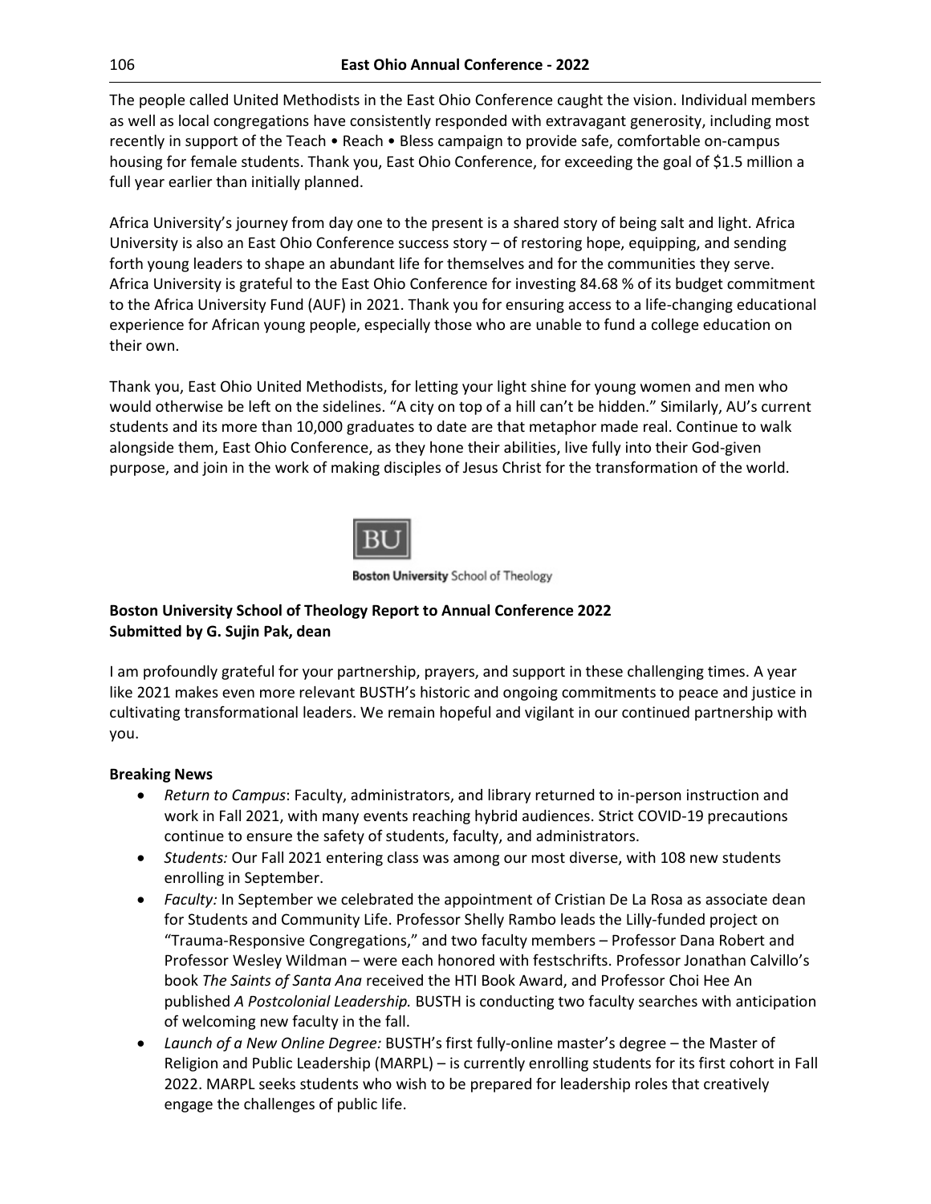The people called United Methodists in the East Ohio Conference caught the vision. Individual members as well as local congregations have consistently responded with extravagant generosity, including most recently in support of the Teach • Reach • Bless campaign to provide safe, comfortable on-campus housing for female students. Thank you, East Ohio Conference, for exceeding the goal of $1.5 million a full year earlier than initially planned.

Africa University's journey from day one to the present is a shared story of being salt and light. Africa University is also an East Ohio Conference success story – of restoring hope, equipping, and sending forth young leaders to shape an abundant life for themselves and for the communities they serve. Africa University is grateful to the East Ohio Conference for investing 84.68 % of its budget commitment to the Africa University Fund (AUF) in 2021. Thank you for ensuring access to a life-changing educational experience for African young people, especially those who are unable to fund a college education on their own.

Thank you, East Ohio United Methodists, for letting your light shine for young women and men who would otherwise be left on the sidelines. "A city on top of a hill can't be hidden." Similarly, AU's current students and its more than 10,000 graduates to date are that metaphor made real. Continue to walk alongside them, East Ohio Conference, as they hone their abilities, live fully into their God-given purpose, and join in the work of making disciples of Jesus Christ for the transformation of the world.

BU

**Boston University** School of Theology

**Boston University School of Theology Report to Annual Conference 2022**
**Submitted by G. Sujin Pak, dean**

I am profoundly grateful for your partnership, prayers, and support in these challenging times. A year like 2021 makes even more relevant BUSTH's historic and ongoing commitments to peace and justice in cultivating transformational leaders. We remain hopeful and vigilant in our continued partnership with you.

**Breaking News**

- *Return to Campus*: Faculty, administrators, and library returned to in-person instruction and work in Fall 2021, with many events reaching hybrid audiences. Strict COVID-19 precautions continue to ensure the safety of students, faculty, and administrators.
- *Students:* Our Fall 2021 entering class was among our most diverse, with 108 new students enrolling in September.
- *Faculty:* In September we celebrated the appointment of Cristian De La Rosa as associate dean for Students and Community Life. Professor Shelly Rambo leads the Lilly-funded project on "Trauma-Responsive Congregations," and two faculty members – Professor Dana Robert and Professor Wesley Wildman – were each honored with festschrifts. Professor Jonathan Calvillo's book *The Saints of Santa Ana* received the HTI Book Award, and Professor Choi Hee An published *A Postcolonial Leadership.* BUSTH is conducting two faculty searches with anticipation of welcoming new faculty in the fall.
- *Launch of a New Online Degree:* BUSTH's first fully-online master's degree – the Master of Religion and Public Leadership (MARPL) – is currently enrolling students for its first cohort in Fall 2022. MARPL seeks students who wish to be prepared for leadership roles that creatively engage the challenges of public life.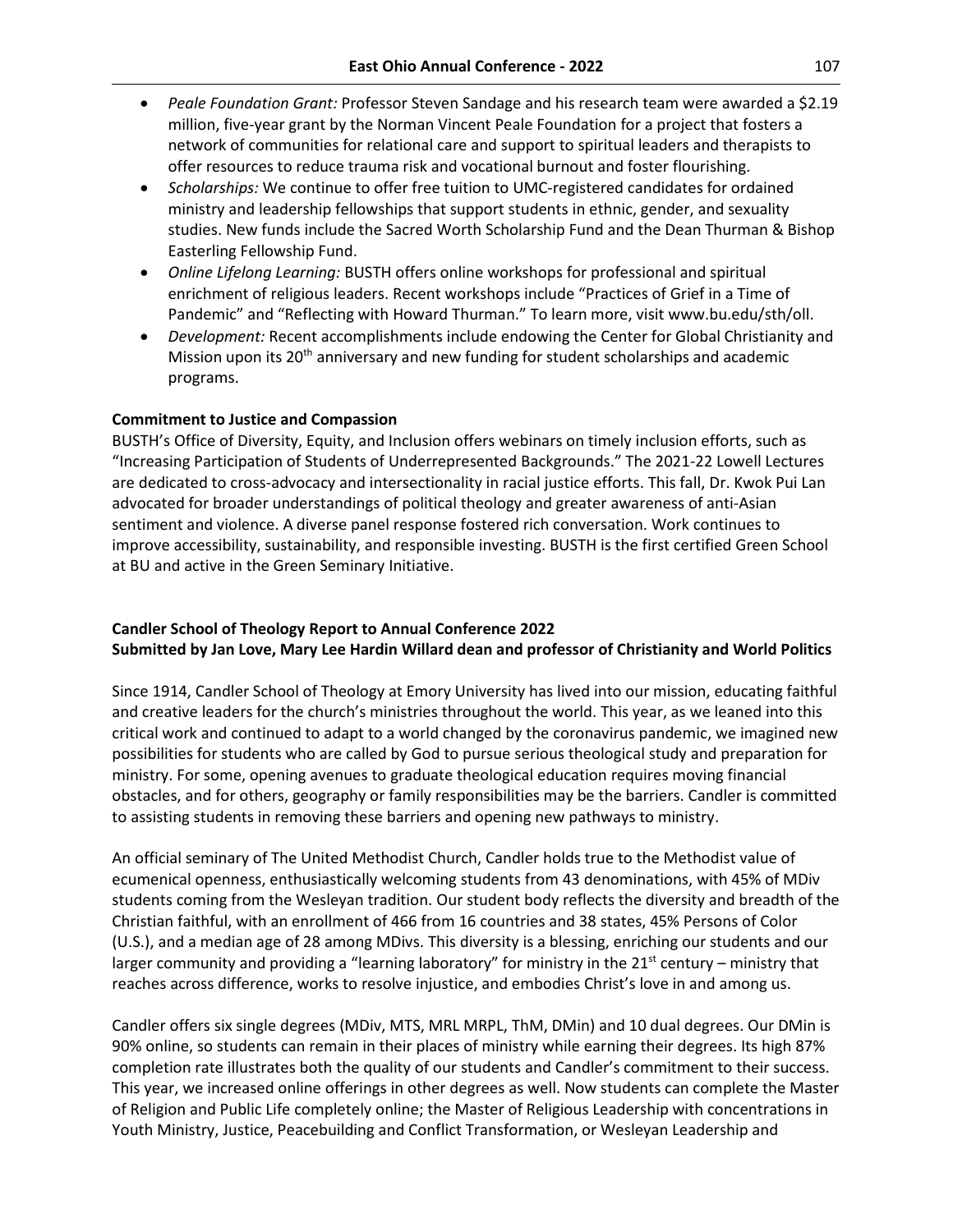- *Peale Foundation Grant:* Professor Steven Sandage and his research team were awarded a $2.19 million, five-year grant by the Norman Vincent Peale Foundation for a project that fosters a network of communities for relational care and support to spiritual leaders and therapists to offer resources to reduce trauma risk and vocational burnout and foster flourishing.
- *Scholarships:* We continue to offer free tuition to UMC-registered candidates for ordained ministry and leadership fellowships that support students in ethnic, gender, and sexuality studies. New funds include the Sacred Worth Scholarship Fund and the Dean Thurman & Bishop Easterling Fellowship Fund.
- *Online Lifelong Learning:* BUSTH offers online workshops for professional and spiritual enrichment of religious leaders. Recent workshops include "Practices of Grief in a Time of Pandemic" and "Reflecting with Howard Thurman." To learn more, visit www.bu.edu/sth/oll.
- *Development:* Recent accomplishments include endowing the Center for Global Christianity and Mission upon its 20th anniversary and new funding for student scholarships and academic programs.

**Commitment to Justice and Compassion**

BUSTH's Office of Diversity, Equity, and Inclusion offers webinars on timely inclusion efforts, such as "Increasing Participation of Students of Underrepresented Backgrounds." The 2021-22 Lowell Lectures are dedicated to cross-advocacy and intersectionality in racial justice efforts. This fall, Dr. Kwok Pui Lan advocated for broader understandings of political theology and greater awareness of anti-Asian sentiment and violence. A diverse panel response fostered rich conversation. Work continues to improve accessibility, sustainability, and responsible investing. BUSTH is the first certified Green School at BU and active in the Green Seminary Initiative.

**Candler School of Theology Report to Annual Conference 2022**
**Submitted by Jan Love, Mary Lee Hardin Willard dean and professor of Christianity and World Politics**

Since 1914, Candler School of Theology at Emory University has lived into our mission, educating faithful and creative leaders for the church's ministries throughout the world. This year, as we leaned into this critical work and continued to adapt to a world changed by the coronavirus pandemic, we imagined new possibilities for students who are called by God to pursue serious theological study and preparation for ministry. For some, opening avenues to graduate theological education requires moving financial obstacles, and for others, geography or family responsibilities may be the barriers. Candler is committed to assisting students in removing these barriers and opening new pathways to ministry.

An official seminary of The United Methodist Church, Candler holds true to the Methodist value of ecumenical openness, enthusiastically welcoming students from 43 denominations, with 45% of MDiv students coming from the Wesleyan tradition. Our student body reflects the diversity and breadth of the Christian faithful, with an enrollment of 466 from 16 countries and 38 states, 45% Persons of Color (U.S.), and a median age of 28 among MDivs. This diversity is a blessing, enriching our students and our larger community and providing a "learning laboratory" for ministry in the 21st century – ministry that reaches across difference, works to resolve injustice, and embodies Christ's love in and among us.

Candler offers six single degrees (MDiv, MTS, MRL MRPL, ThM, DMin) and 10 dual degrees. Our DMin is 90% online, so students can remain in their places of ministry while earning their degrees. Its high 87% completion rate illustrates both the quality of our students and Candler's commitment to their success. This year, we increased online offerings in other degrees as well. Now students can complete the Master of Religion and Public Life completely online; the Master of Religious Leadership with concentrations in Youth Ministry, Justice, Peacebuilding and Conflict Transformation, or Wesleyan Leadership and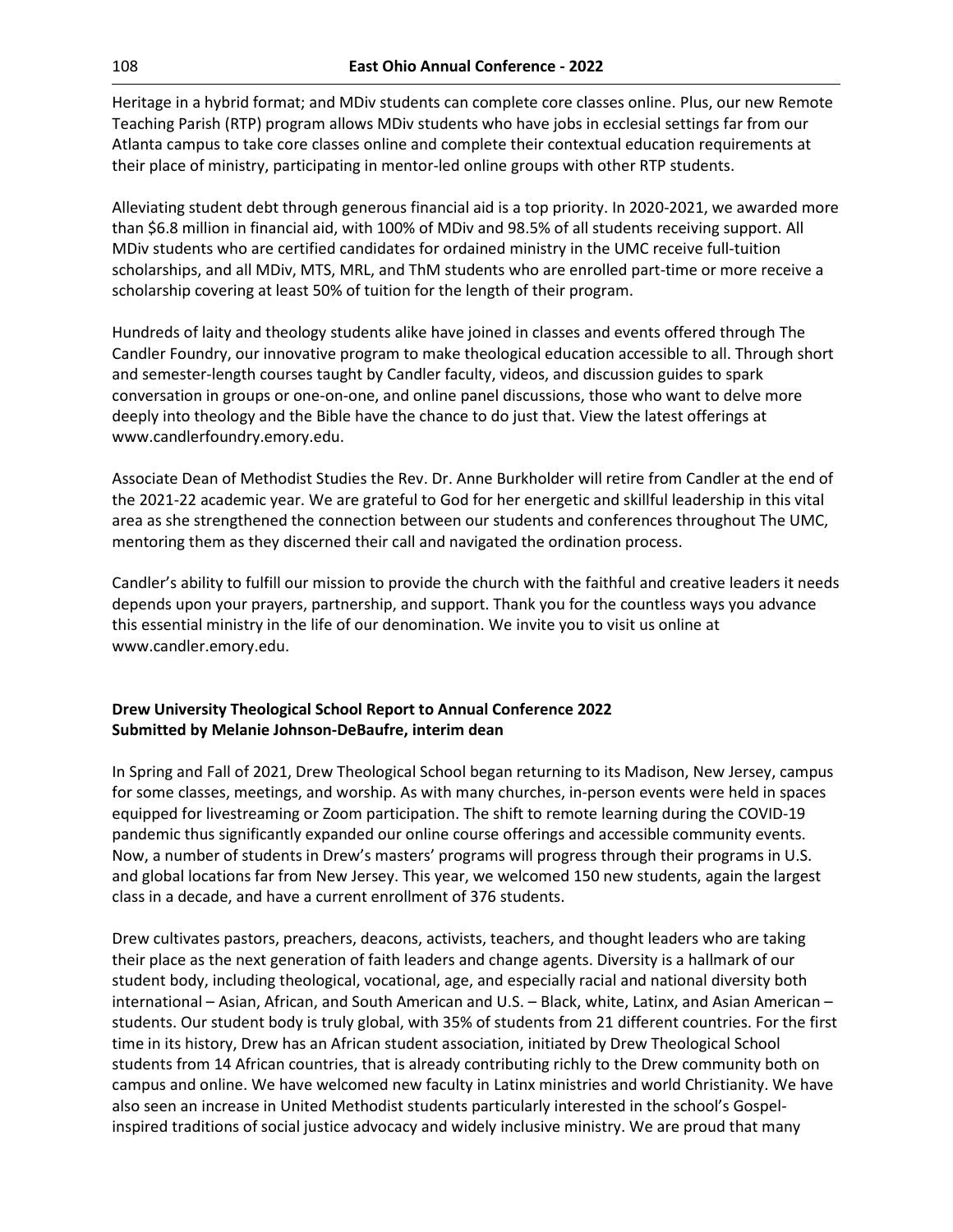Heritage in a hybrid format; and MDiv students can complete core classes online. Plus, our new Remote Teaching Parish (RTP) program allows MDiv students who have jobs in ecclesial settings far from our Atlanta campus to take core classes online and complete their contextual education requirements at their place of ministry, participating in mentor-led online groups with other RTP students.

Alleviating student debt through generous financial aid is a top priority. In 2020-2021, we awarded more than $6.8 million in financial aid, with 100% of MDiv and 98.5% of all students receiving support. All MDiv students who are certified candidates for ordained ministry in the UMC receive full-tuition scholarships, and all MDiv, MTS, MRL, and ThM students who are enrolled part-time or more receive a scholarship covering at least 50% of tuition for the length of their program.

Hundreds of laity and theology students alike have joined in classes and events offered through The Candler Foundry, our innovative program to make theological education accessible to all. Through short and semester-length courses taught by Candler faculty, videos, and discussion guides to spark conversation in groups or one-on-one, and online panel discussions, those who want to delve more deeply into theology and the Bible have the chance to do just that. View the latest offerings at www.candlerfoundry.emory.edu.

Associate Dean of Methodist Studies the Rev. Dr. Anne Burkholder will retire from Candler at the end of the 2021-22 academic year. We are grateful to God for her energetic and skillful leadership in this vital area as she strengthened the connection between our students and conferences throughout The UMC, mentoring them as they discerned their call and navigated the ordination process.

Candler's ability to fulfill our mission to provide the church with the faithful and creative leaders it needs depends upon your prayers, partnership, and support. Thank you for the countless ways you advance this essential ministry in the life of our denomination. We invite you to visit us online at www.candler.emory.edu.

**Drew University Theological School Report to Annual Conference 2022**
**Submitted by Melanie Johnson-DeBaufre, interim dean**

In Spring and Fall of 2021, Drew Theological School began returning to its Madison, New Jersey, campus for some classes, meetings, and worship. As with many churches, in-person events were held in spaces equipped for livestreaming or Zoom participation. The shift to remote learning during the COVID-19 pandemic thus significantly expanded our online course offerings and accessible community events. Now, a number of students in Drew's masters' programs will progress through their programs in U.S. and global locations far from New Jersey. This year, we welcomed 150 new students, again the largest class in a decade, and have a current enrollment of 376 students.

Drew cultivates pastors, preachers, deacons, activists, teachers, and thought leaders who are taking their place as the next generation of faith leaders and change agents. Diversity is a hallmark of our student body, including theological, vocational, age, and especially racial and national diversity both international – Asian, African, and South American and U.S. – Black, white, Latinx, and Asian American – students. Our student body is truly global, with 35% of students from 21 different countries. For the first time in its history, Drew has an African student association, initiated by Drew Theological School students from 14 African countries, that is already contributing richly to the Drew community both on campus and online. We have welcomed new faculty in Latinx ministries and world Christianity. We have also seen an increase in United Methodist students particularly interested in the school's Gospel-inspired traditions of social justice advocacy and widely inclusive ministry. We are proud that many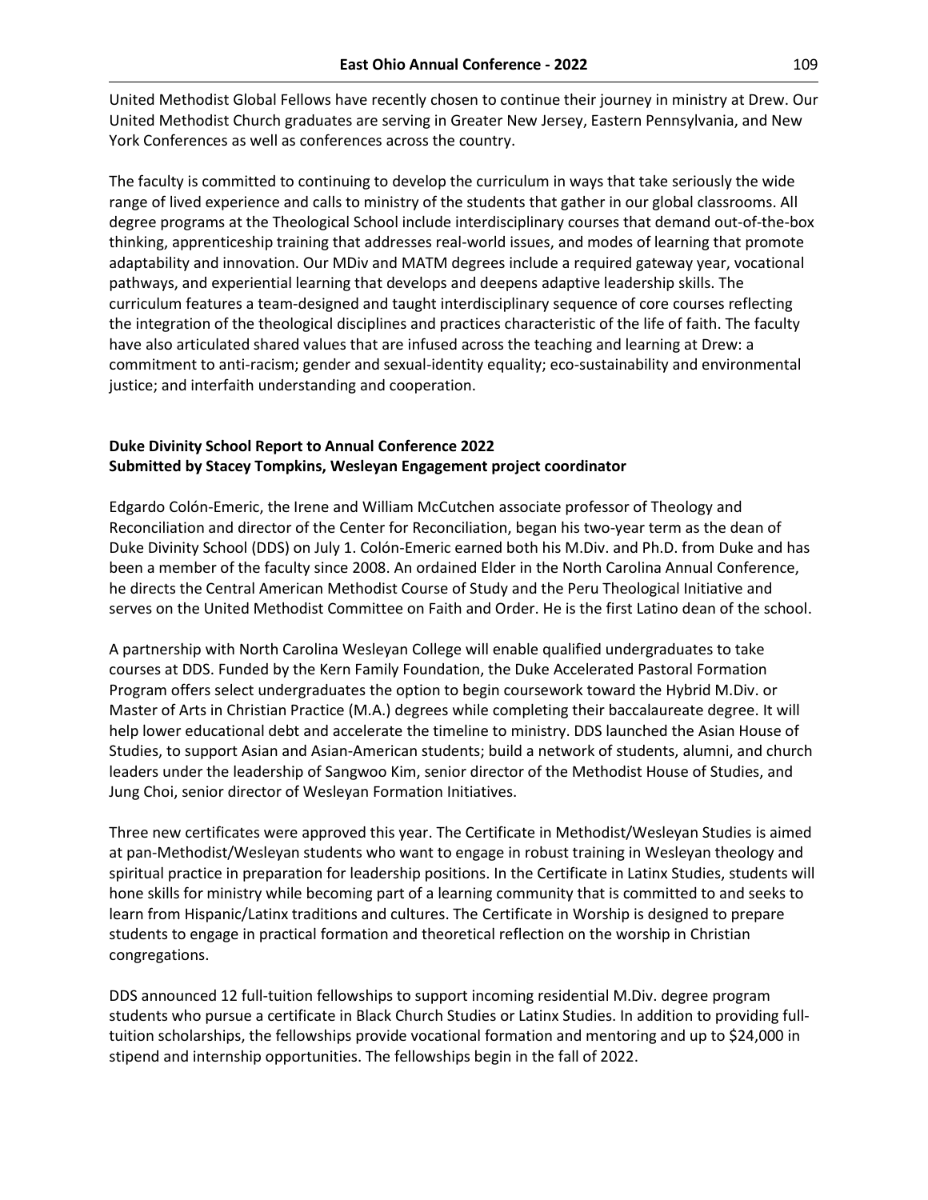United Methodist Global Fellows have recently chosen to continue their journey in ministry at Drew. Our United Methodist Church graduates are serving in Greater New Jersey, Eastern Pennsylvania, and New York Conferences as well as conferences across the country.

The faculty is committed to continuing to develop the curriculum in ways that take seriously the wide range of lived experience and calls to ministry of the students that gather in our global classrooms. All degree programs at the Theological School include interdisciplinary courses that demand out-of-the-box thinking, apprenticeship training that addresses real-world issues, and modes of learning that promote adaptability and innovation. Our MDiv and MATM degrees include a required gateway year, vocational pathways, and experiential learning that develops and deepens adaptive leadership skills. The curriculum features a team-designed and taught interdisciplinary sequence of core courses reflecting the integration of the theological disciplines and practices characteristic of the life of faith. The faculty have also articulated shared values that are infused across the teaching and learning at Drew: a commitment to anti-racism; gender and sexual-identity equality; eco-sustainability and environmental justice; and interfaith understanding and cooperation.

**Duke Divinity School Report to Annual Conference 2022**
**Submitted by Stacey Tompkins, Wesleyan Engagement project coordinator**

Edgardo Colón-Emeric, the Irene and William McCutchen associate professor of Theology and Reconciliation and director of the Center for Reconciliation, began his two-year term as the dean of Duke Divinity School (DDS) on July 1. Colón-Emeric earned both his M.Div. and Ph.D. from Duke and has been a member of the faculty since 2008. An ordained Elder in the North Carolina Annual Conference, he directs the Central American Methodist Course of Study and the Peru Theological Initiative and serves on the United Methodist Committee on Faith and Order. He is the first Latino dean of the school.

A partnership with North Carolina Wesleyan College will enable qualified undergraduates to take courses at DDS. Funded by the Kern Family Foundation, the Duke Accelerated Pastoral Formation Program offers select undergraduates the option to begin coursework toward the Hybrid M.Div. or Master of Arts in Christian Practice (M.A.) degrees while completing their baccalaureate degree. It will help lower educational debt and accelerate the timeline to ministry. DDS launched the Asian House of Studies, to support Asian and Asian-American students; build a network of students, alumni, and church leaders under the leadership of Sangwoo Kim, senior director of the Methodist House of Studies, and Jung Choi, senior director of Wesleyan Formation Initiatives.

Three new certificates were approved this year. The Certificate in Methodist/Wesleyan Studies is aimed at pan-Methodist/Wesleyan students who want to engage in robust training in Wesleyan theology and spiritual practice in preparation for leadership positions. In the Certificate in Latinx Studies, students will hone skills for ministry while becoming part of a learning community that is committed to and seeks to learn from Hispanic/Latinx traditions and cultures. The Certificate in Worship is designed to prepare students to engage in practical formation and theoretical reflection on the worship in Christian congregations.

DDS announced 12 full-tuition fellowships to support incoming residential M.Div. degree program students who pursue a certificate in Black Church Studies or Latinx Studies. In addition to providing full-tuition scholarships, the fellowships provide vocational formation and mentoring and up to $24,000 in stipend and internship opportunities. The fellowships begin in the fall of 2022.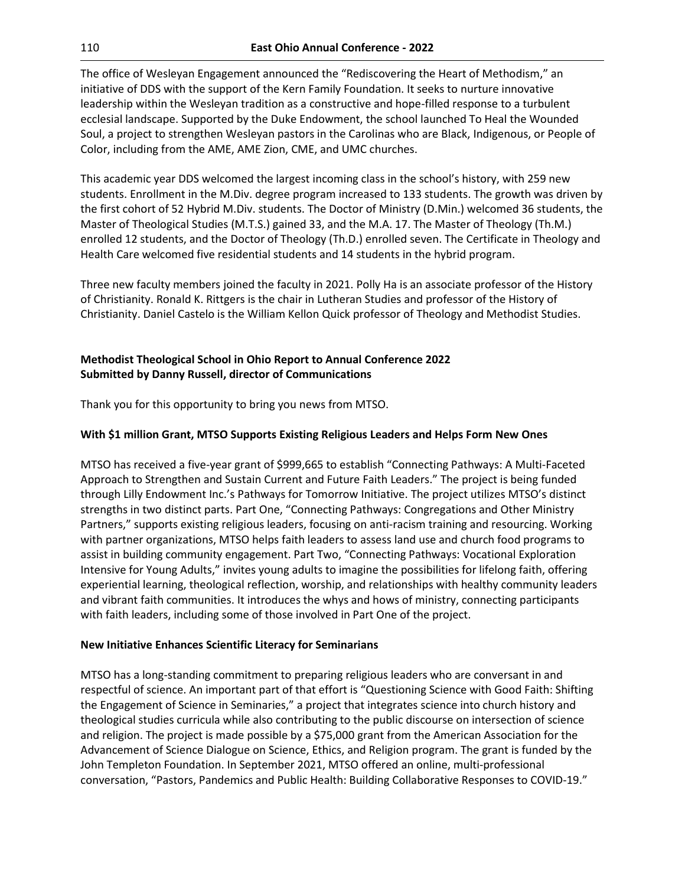The office of Wesleyan Engagement announced the "Rediscovering the Heart of Methodism," an initiative of DDS with the support of the Kern Family Foundation. It seeks to nurture innovative leadership within the Wesleyan tradition as a constructive and hope-filled response to a turbulent ecclesial landscape. Supported by the Duke Endowment, the school launched To Heal the Wounded Soul, a project to strengthen Wesleyan pastors in the Carolinas who are Black, Indigenous, or People of Color, including from the AME, AME Zion, CME, and UMC churches.

This academic year DDS welcomed the largest incoming class in the school's history, with 259 new students. Enrollment in the M.Div. degree program increased to 133 students. The growth was driven by the first cohort of 52 Hybrid M.Div. students. The Doctor of Ministry (D.Min.) welcomed 36 students, the Master of Theological Studies (M.T.S.) gained 33, and the M.A. 17. The Master of Theology (Th.M.) enrolled 12 students, and the Doctor of Theology (Th.D.) enrolled seven. The Certificate in Theology and Health Care welcomed five residential students and 14 students in the hybrid program.

Three new faculty members joined the faculty in 2021. Polly Ha is an associate professor of the History of Christianity. Ronald K. Rittgers is the chair in Lutheran Studies and professor of the History of Christianity. Daniel Castelo is the William Kellon Quick professor of Theology and Methodist Studies.

**Methodist Theological School in Ohio Report to Annual Conference 2022**
**Submitted by Danny Russell, director of Communications**

Thank you for this opportunity to bring you news from MTSO.

**With $1 million Grant, MTSO Supports Existing Religious Leaders and Helps Form New Ones**

MTSO has received a five-year grant of $999,665 to establish "Connecting Pathways: A Multi-Faceted Approach to Strengthen and Sustain Current and Future Faith Leaders." The project is being funded through Lilly Endowment Inc.'s Pathways for Tomorrow Initiative. The project utilizes MTSO's distinct strengths in two distinct parts. Part One, "Connecting Pathways: Congregations and Other Ministry Partners," supports existing religious leaders, focusing on anti-racism training and resourcing. Working with partner organizations, MTSO helps faith leaders to assess land use and church food programs to assist in building community engagement. Part Two, "Connecting Pathways: Vocational Exploration Intensive for Young Adults," invites young adults to imagine the possibilities for lifelong faith, offering experiential learning, theological reflection, worship, and relationships with healthy community leaders and vibrant faith communities. It introduces the whys and hows of ministry, connecting participants with faith leaders, including some of those involved in Part One of the project.

**New Initiative Enhances Scientific Literacy for Seminarians**

MTSO has a long-standing commitment to preparing religious leaders who are conversant in and respectful of science. An important part of that effort is "Questioning Science with Good Faith: Shifting the Engagement of Science in Seminaries," a project that integrates science into church history and theological studies curricula while also contributing to the public discourse on intersection of science and religion. The project is made possible by a $75,000 grant from the American Association for the Advancement of Science Dialogue on Science, Ethics, and Religion program. The grant is funded by the John Templeton Foundation. In September 2021, MTSO offered an online, multi-professional conversation, "Pastors, Pandemics and Public Health: Building Collaborative Responses to COVID-19."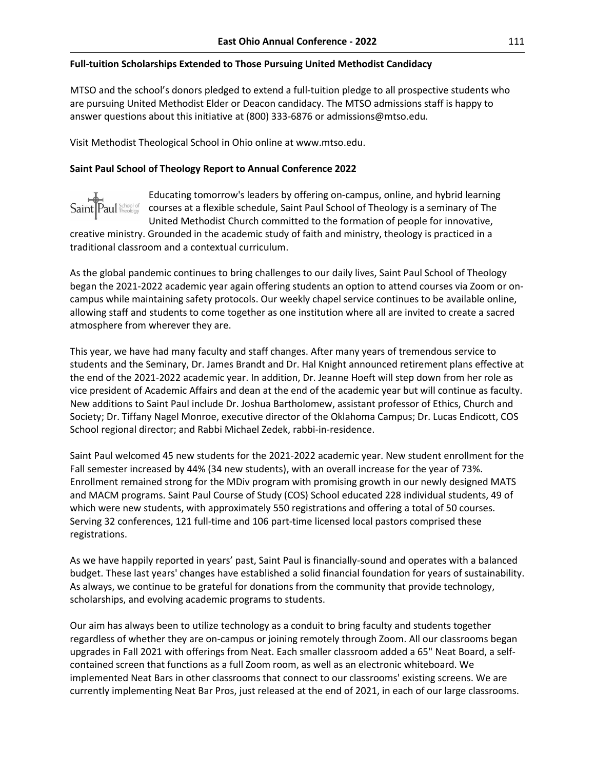**Full-tuition Scholarships Extended to Those Pursuing United Methodist Candidacy**

MTSO and the school's donors pledged to extend a full-tuition pledge to all prospective students who are pursuing United Methodist Elder or Deacon candidacy. The MTSO admissions staff is happy to answer questions about this initiative at (800) 333-6876 or admissions@mtso.edu.

Visit Methodist Theological School in Ohio online at www.mtso.edu.

**Saint Paul School of Theology Report to Annual Conference 2022**

Educating tomorrow's leaders by offering on-campus, online, and hybrid learning courses at a flexible schedule, Saint Paul School of Theology is a seminary of The United Methodist Church committed to the formation of people for innovative, creative ministry. Grounded in the academic study of faith and ministry, theology is practiced in a traditional classroom and a contextual curriculum.

As the global pandemic continues to bring challenges to our daily lives, Saint Paul School of Theology began the 2021-2022 academic year again offering students an option to attend courses via Zoom or on-campus while maintaining safety protocols. Our weekly chapel service continues to be available online, allowing staff and students to come together as one institution where all are invited to create a sacred atmosphere from wherever they are.

This year, we have had many faculty and staff changes. After many years of tremendous service to students and the Seminary, Dr. James Brandt and Dr. Hal Knight announced retirement plans effective at the end of the 2021-2022 academic year. In addition, Dr. Jeanne Hoeft will step down from her role as vice president of Academic Affairs and dean at the end of the academic year but will continue as faculty. New additions to Saint Paul include Dr. Joshua Bartholomew, assistant professor of Ethics, Church and Society; Dr. Tiffany Nagel Monroe, executive director of the Oklahoma Campus; Dr. Lucas Endicott, COS School regional director; and Rabbi Michael Zedek, rabbi-in-residence.

Saint Paul welcomed 45 new students for the 2021-2022 academic year. New student enrollment for the Fall semester increased by 44% (34 new students), with an overall increase for the year of 73%. Enrollment remained strong for the MDiv program with promising growth in our newly designed MATS and MACM programs. Saint Paul Course of Study (COS) School educated 228 individual students, 49 of which were new students, with approximately 550 registrations and offering a total of 50 courses. Serving 32 conferences, 121 full-time and 106 part-time licensed local pastors comprised these registrations.

As we have happily reported in years' past, Saint Paul is financially-sound and operates with a balanced budget. These last years' changes have established a solid financial foundation for years of sustainability. As always, we continue to be grateful for donations from the community that provide technology, scholarships, and evolving academic programs to students.

Our aim has always been to utilize technology as a conduit to bring faculty and students together regardless of whether they are on-campus or joining remotely through Zoom. All our classrooms began upgrades in Fall 2021 with offerings from Neat. Each smaller classroom added a 65" Neat Board, a self-contained screen that functions as a full Zoom room, as well as an electronic whiteboard. We implemented Neat Bars in other classrooms that connect to our classrooms' existing screens. We are currently implementing Neat Bar Pros, just released at the end of 2021, in each of our large classrooms.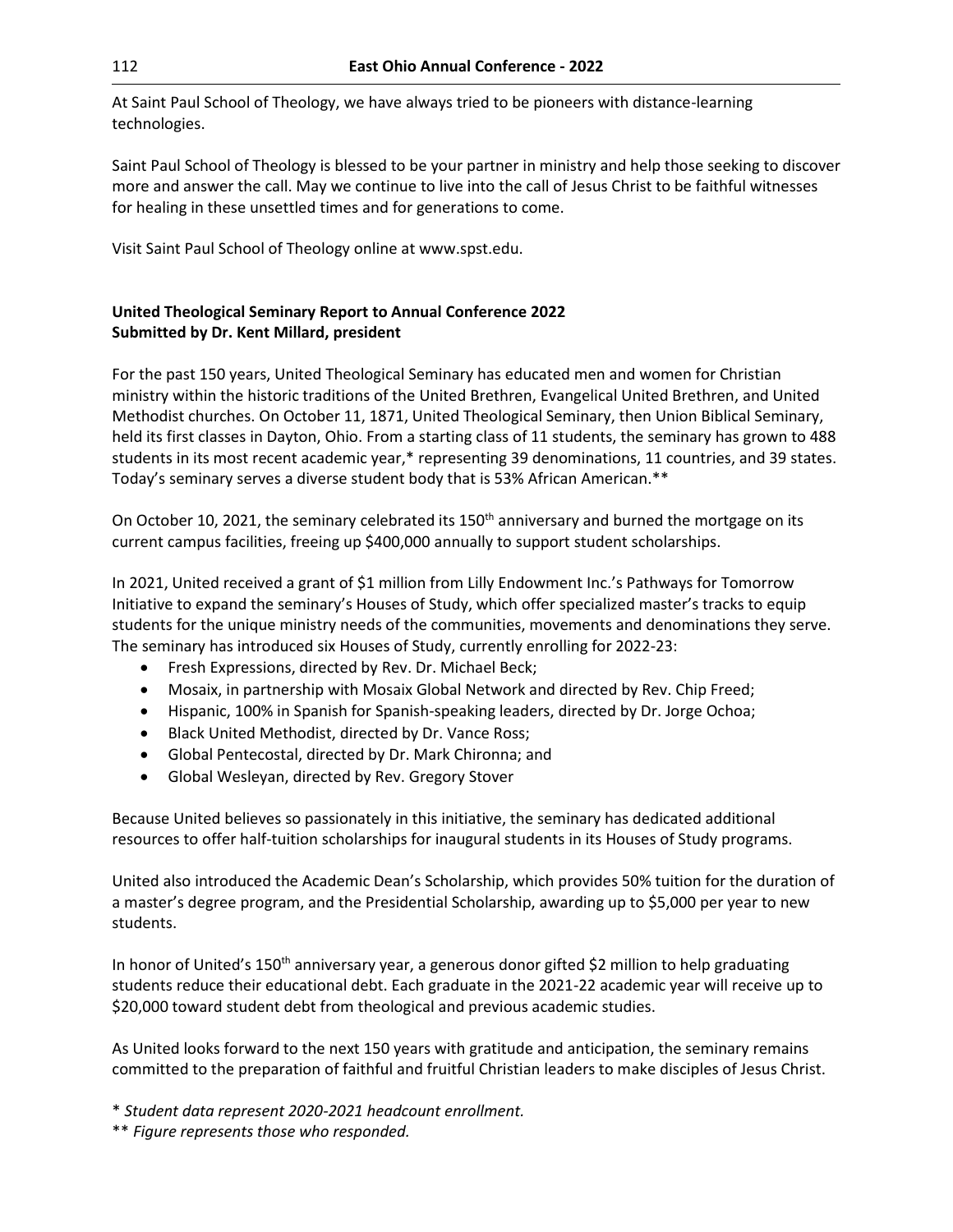At Saint Paul School of Theology, we have always tried to be pioneers with distance-learning technologies.

Saint Paul School of Theology is blessed to be your partner in ministry and help those seeking to discover more and answer the call. May we continue to live into the call of Jesus Christ to be faithful witnesses for healing in these unsettled times and for generations to come.

Visit Saint Paul School of Theology online at www.spst.edu.

**United Theological Seminary Report to Annual Conference 2022**
**Submitted by Dr. Kent Millard, president**

For the past 150 years, United Theological Seminary has educated men and women for Christian ministry within the historic traditions of the United Brethren, Evangelical United Brethren, and United Methodist churches. On October 11, 1871, United Theological Seminary, then Union Biblical Seminary, held its first classes in Dayton, Ohio. From a starting class of 11 students, the seminary has grown to 488 students in its most recent academic year,* representing 39 denominations, 11 countries, and 39 states. Today's seminary serves a diverse student body that is 53% African American.**

On October 10, 2021, the seminary celebrated its 150th anniversary and burned the mortgage on its current campus facilities, freeing up $400,000 annually to support student scholarships.

In 2021, United received a grant of $1 million from Lilly Endowment Inc.'s Pathways for Tomorrow Initiative to expand the seminary's Houses of Study, which offer specialized master's tracks to equip students for the unique ministry needs of the communities, movements and denominations they serve. The seminary has introduced six Houses of Study, currently enrolling for 2022-23:

- Fresh Expressions, directed by Rev. Dr. Michael Beck;
- Mosaix, in partnership with Mosaix Global Network and directed by Rev. Chip Freed;
- Hispanic, 100% in Spanish for Spanish-speaking leaders, directed by Dr. Jorge Ochoa;
- Black United Methodist, directed by Dr. Vance Ross;
- Global Pentecostal, directed by Dr. Mark Chironna; and
- Global Wesleyan, directed by Rev. Gregory Stover

Because United believes so passionately in this initiative, the seminary has dedicated additional resources to offer half-tuition scholarships for inaugural students in its Houses of Study programs.

United also introduced the Academic Dean's Scholarship, which provides 50% tuition for the duration of a master's degree program, and the Presidential Scholarship, awarding up to $5,000 per year to new students.

In honor of United's 150th anniversary year, a generous donor gifted $2 million to help graduating students reduce their educational debt. Each graduate in the 2021-22 academic year will receive up to $20,000 toward student debt from theological and previous academic studies.

As United looks forward to the next 150 years with gratitude and anticipation, the seminary remains committed to the preparation of faithful and fruitful Christian leaders to make disciples of Jesus Christ.

\* *Student data represent 2020-2021 headcount enrollment.*

\*\* *Figure represents those who responded.*